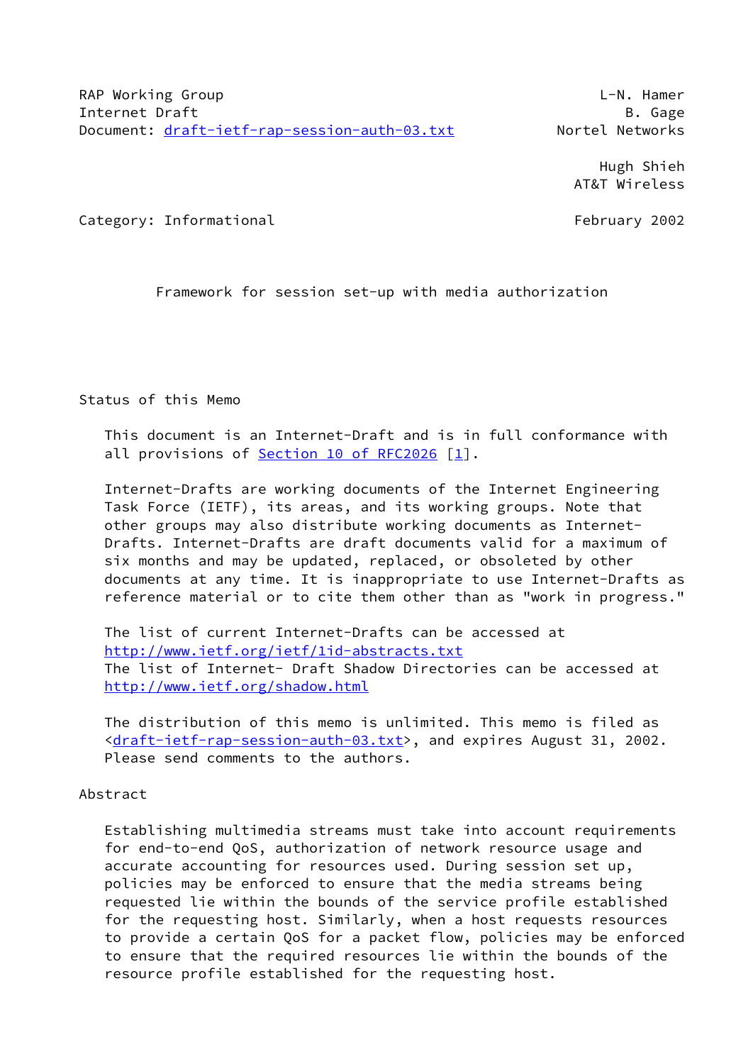RAP Working Group L-N. Hamer
Internet Draft B. Gage
Document: draft-ietf-rap-session-auth-03.txt Nortel Networks

Hugh Shieh
AT&T Wireless

Category: Informational February 2002

# Framework for session set-up with media authorization

## Status of this Memo

This document is an Internet-Draft and is in full conformance with all provisions of Section 10 of RFC2026 [1].

Internet-Drafts are working documents of the Internet Engineering Task Force (IETF), its areas, and its working groups. Note that other groups may also distribute working documents as Internet-Drafts. Internet-Drafts are draft documents valid for a maximum of six months and may be updated, replaced, or obsoleted by other documents at any time. It is inappropriate to use Internet-Drafts as reference material or to cite them other than as "work in progress."

The list of current Internet-Drafts can be accessed at http://www.ietf.org/ietf/1id-abstracts.txt
The list of Internet- Draft Shadow Directories can be accessed at http://www.ietf.org/shadow.html

The distribution of this memo is unlimited. This memo is filed as <draft-ietf-rap-session-auth-03.txt>, and expires August 31, 2002. Please send comments to the authors.

## Abstract

Establishing multimedia streams must take into account requirements for end-to-end QoS, authorization of network resource usage and accurate accounting for resources used. During session set up, policies may be enforced to ensure that the media streams being requested lie within the bounds of the service profile established for the requesting host. Similarly, when a host requests resources to provide a certain QoS for a packet flow, policies may be enforced to ensure that the required resources lie within the bounds of the resource profile established for the requesting host.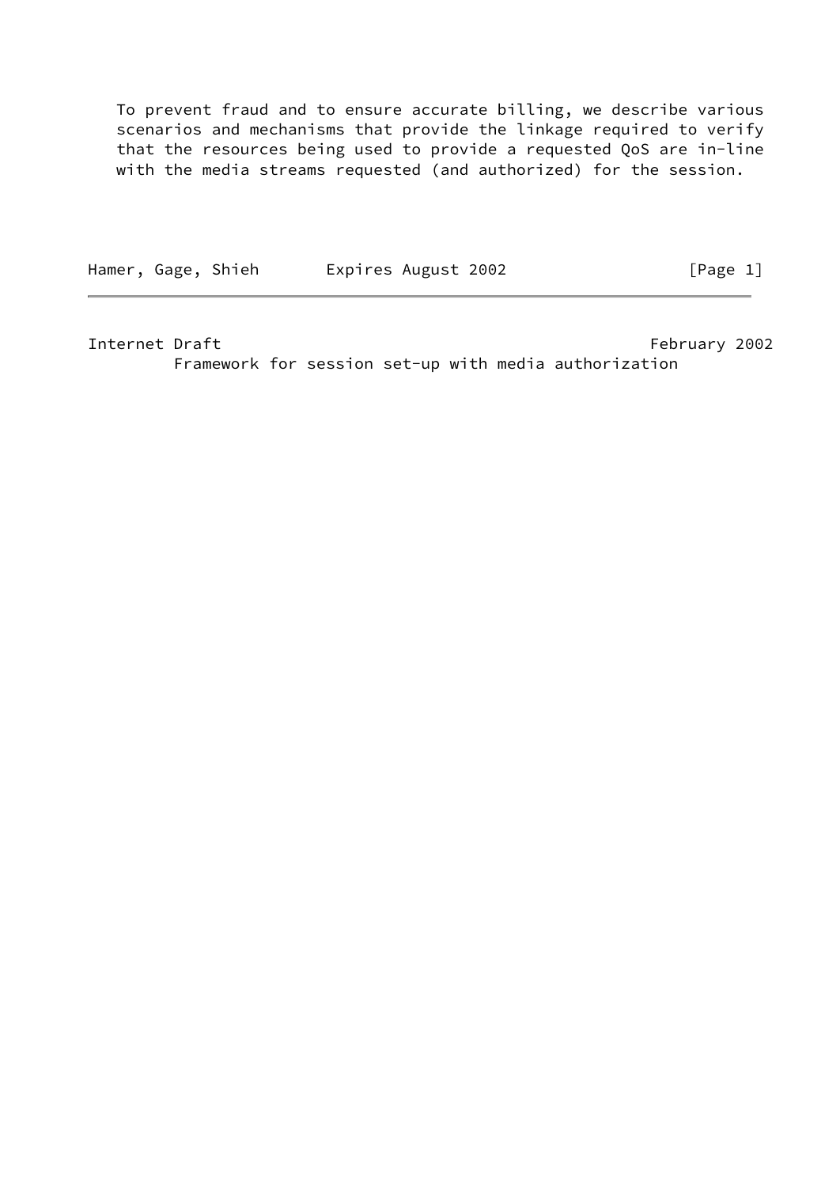To prevent fraud and to ensure accurate billing, we describe various scenarios and mechanisms that provide the linkage required to verify that the resources being used to provide a requested QoS are in-line with the media streams requested (and authorized) for the session.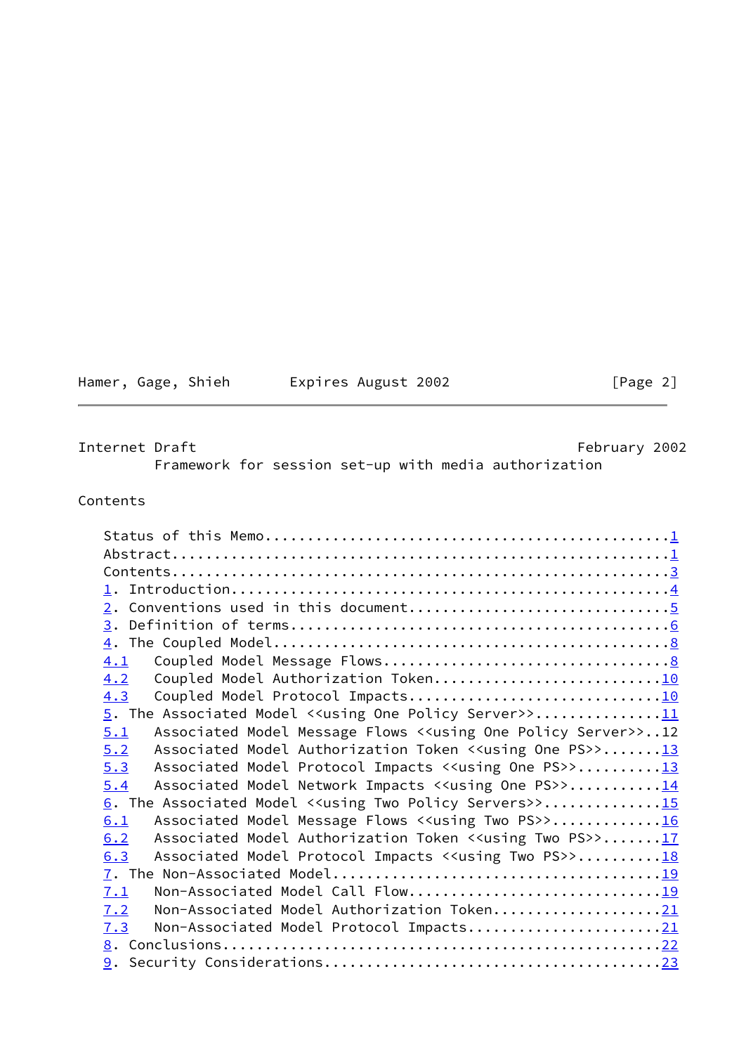Internet Draft February 2002
Framework for session set-up with media authorization

Contents

```
   Status of this Memo...............................................1
   Abstract..........................................................1
   Contents..........................................................3
   1. Introduction...................................................4
   2. Conventions used in this document..............................5
   3. Definition of terms............................................6
   4. The Coupled Model..............................................8
   4.1   Coupled Model Message Flows.................................8
   4.2   Coupled Model Authorization Token..........................10
   4.3   Coupled Model Protocol Impacts.............................10
   5. The Associated Model <<using One Policy Server>>..............11
   5.1   Associated Model Message Flows <<using One Policy Server>>..12
   5.2   Associated Model Authorization Token <<using One PS>>.......13
   5.3   Associated Model Protocol Impacts <<using One PS>>..........13
   5.4   Associated Model Network Impacts <<using One PS>>...........14
   6. The Associated Model <<using Two Policy Servers>>.............15
   6.1   Associated Model Message Flows <<using Two PS>>.............16
   6.2   Associated Model Authorization Token <<using Two PS>>.......17
   6.3   Associated Model Protocol Impacts <<using Two PS>>..........18
   7. The Non-Associated Model......................................19
   7.1   Non-Associated Model Call Flow.............................19
   7.2   Non-Associated Model Authorization Token...................21
   7.3   Non-Associated Model Protocol Impacts......................21
   8. Conclusions...................................................22
   9. Security Considerations.......................................23
```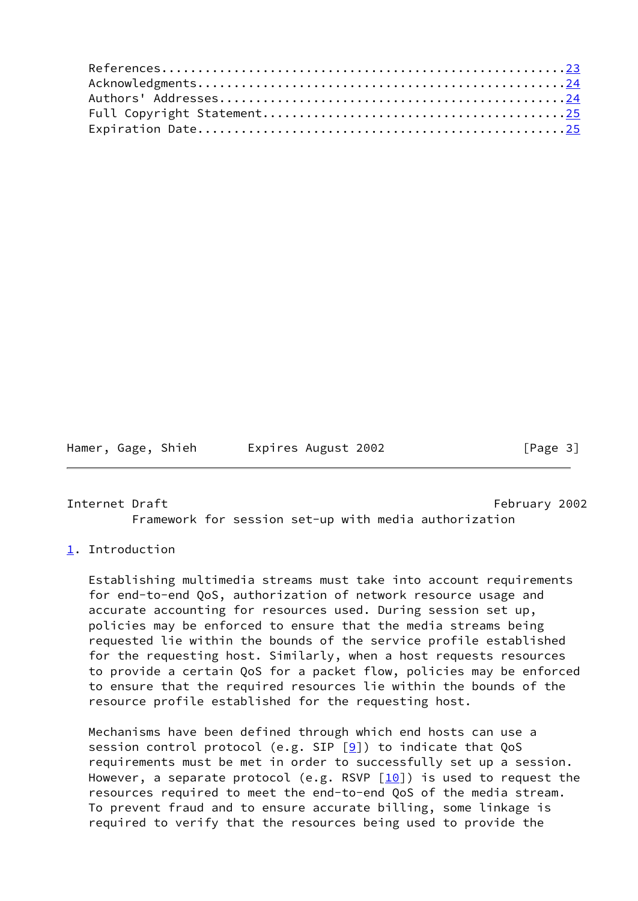References........................................................23
Acknowledgments...................................................24
Authors' Addresses................................................24
Full Copyright Statement..........................................25
Expiration Date...................................................25

## 1. Introduction

Establishing multimedia streams must take into account requirements for end-to-end QoS, authorization of network resource usage and accurate accounting for resources used. During session set up, policies may be enforced to ensure that the media streams being requested lie within the bounds of the service profile established for the requesting host. Similarly, when a host requests resources to provide a certain QoS for a packet flow, policies may be enforced to ensure that the required resources lie within the bounds of the resource profile established for the requesting host.

Mechanisms have been defined through which end hosts can use a session control protocol (e.g. SIP [9]) to indicate that QoS requirements must be met in order to successfully set up a session. However, a separate protocol (e.g. RSVP [10]) is used to request the resources required to meet the end-to-end QoS of the media stream. To prevent fraud and to ensure accurate billing, some linkage is required to verify that the resources being used to provide the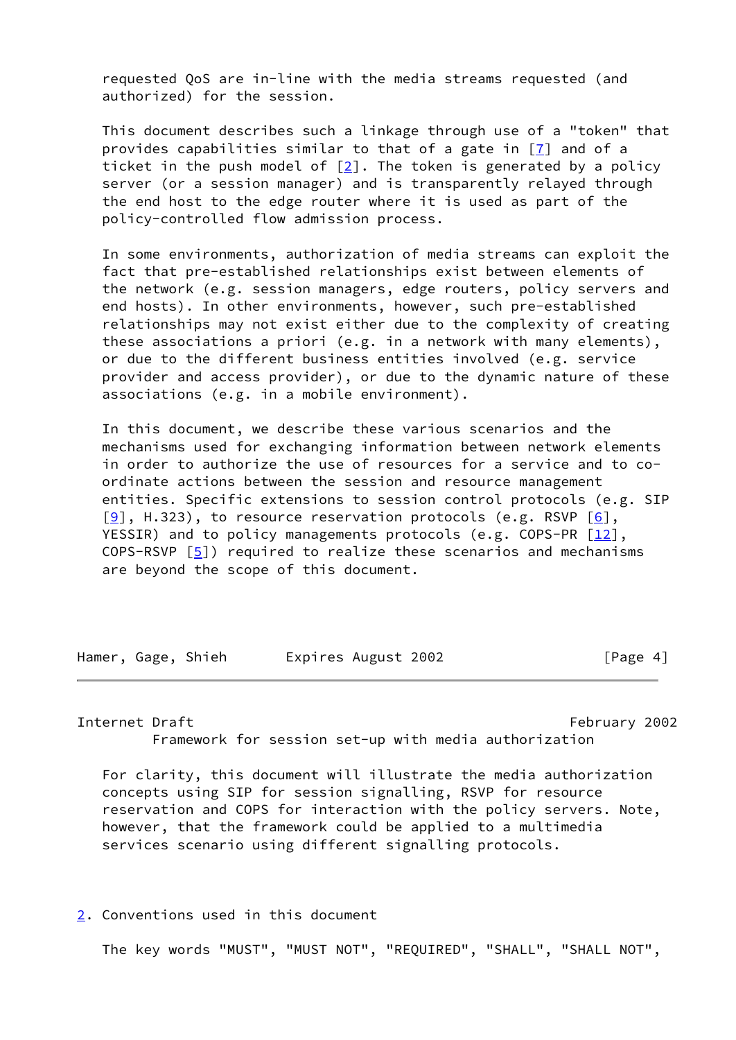requested QoS are in-line with the media streams requested (and authorized) for the session.

This document describes such a linkage through use of a "token" that provides capabilities similar to that of a gate in [7] and of a ticket in the push model of [2]. The token is generated by a policy server (or a session manager) and is transparently relayed through the end host to the edge router where it is used as part of the policy-controlled flow admission process.

In some environments, authorization of media streams can exploit the fact that pre-established relationships exist between elements of the network (e.g. session managers, edge routers, policy servers and end hosts). In other environments, however, such pre-established relationships may not exist either due to the complexity of creating these associations a priori (e.g. in a network with many elements), or due to the different business entities involved (e.g. service provider and access provider), or due to the dynamic nature of these associations (e.g. in a mobile environment).

In this document, we describe these various scenarios and the mechanisms used for exchanging information between network elements in order to authorize the use of resources for a service and to co-ordinate actions between the session and resource management entities. Specific extensions to session control protocols (e.g. SIP [9], H.323), to resource reservation protocols (e.g. RSVP [6], YESSIR) and to policy managements protocols (e.g. COPS-PR [12], COPS-RSVP [5]) required to realize these scenarios and mechanisms are beyond the scope of this document.

For clarity, this document will illustrate the media authorization concepts using SIP for session signalling, RSVP for resource reservation and COPS for interaction with the policy servers. Note, however, that the framework could be applied to a multimedia services scenario using different signalling protocols.

## 2. Conventions used in this document

The key words "MUST", "MUST NOT", "REQUIRED", "SHALL", "SHALL NOT",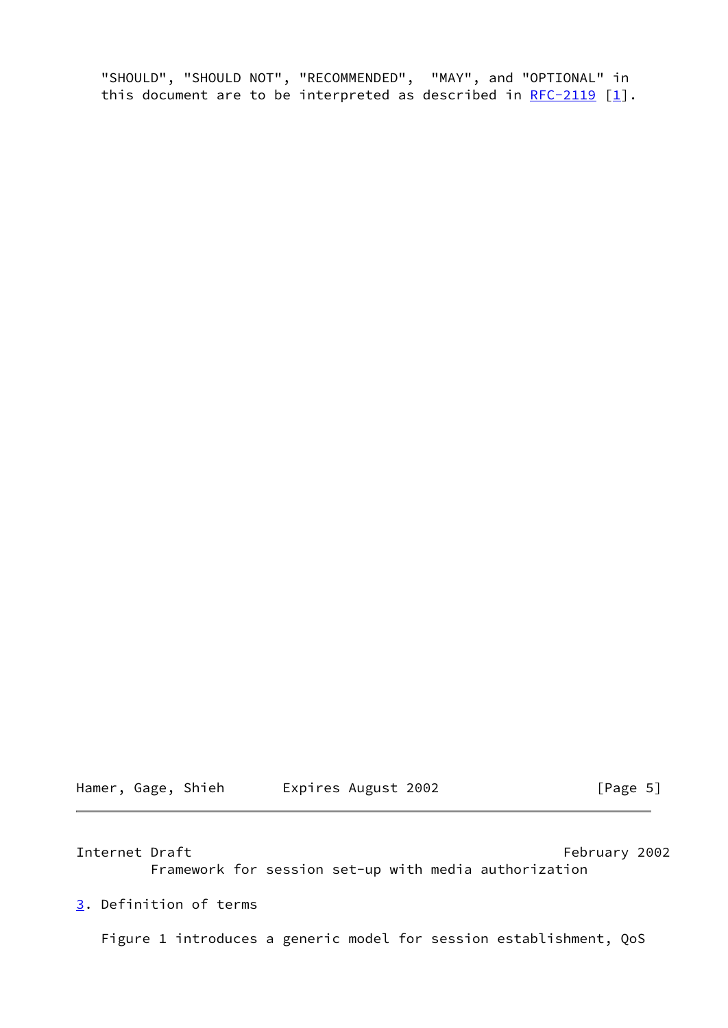"SHOULD", "SHOULD NOT", "RECOMMENDED", "MAY", and "OPTIONAL" in this document are to be interpreted as described in RFC-2119 [1].

## 3. Definition of terms

Figure 1 introduces a generic model for session establishment, QoS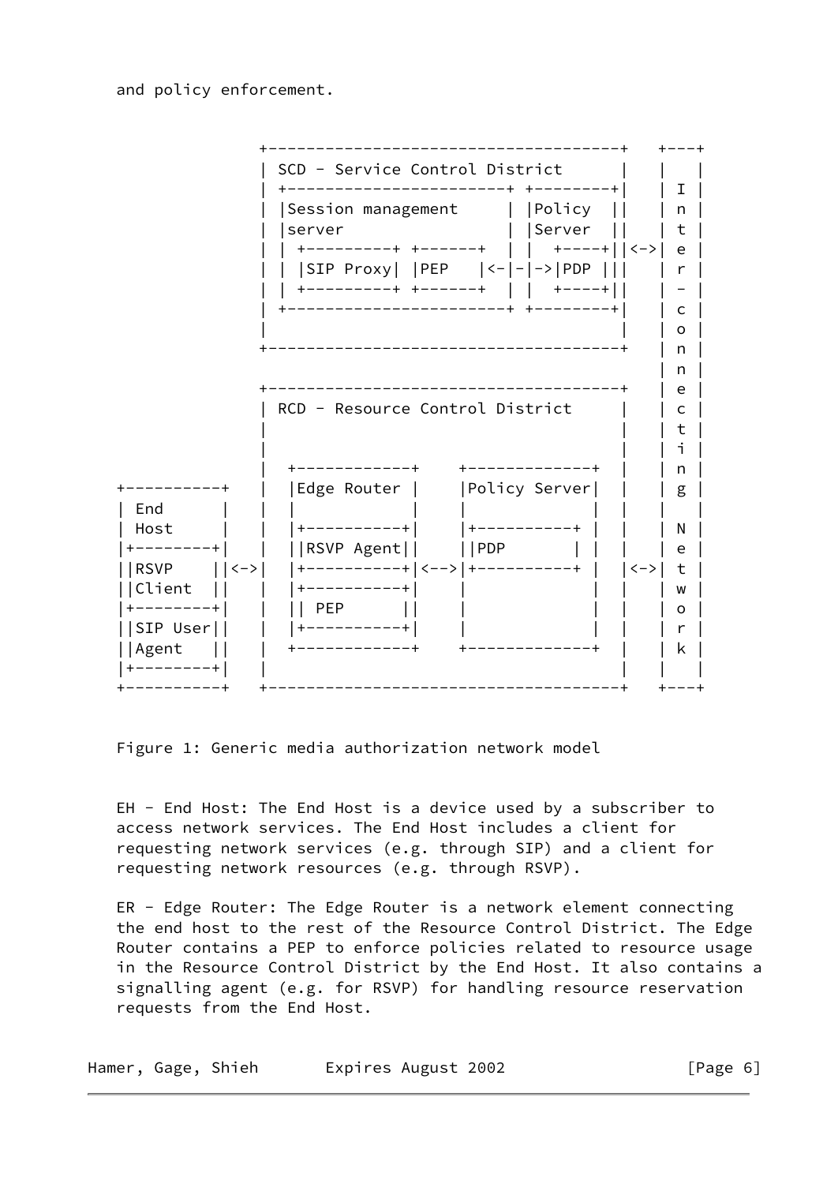and policy enforcement.

```
                +-------------------------------------+   +---+
                | SCD - Service Control District      |   |   |
                | +-----------------------+ +--------+|   | I |
                | |Session management     | |Policy  ||   | n |
                | |server                 | |Server  ||   | t |
                | | +---------+ +-------+ | |  +----+||<->| e |
                | | |SIP Proxy| |PEP    |<-|-|->|PDP |||   | r |
                | | +---------+ +-------+ | |  +----+||   | - |
                | +-----------------------+ +--------+|   | c |
                |                                     |   | o |
                +-------------------------------------+   | n |
                                                          | n |
                +-------------------------------------+   | e |
                | RCD - Resource Control District     |   | c |
                |                                     |   | t |
                |                                     |   | i |
                |  +-------------+    +-------------+ |   | n |
+----------+    |  |Edge Router |    |Policy Server| |   | g |
| End      |    |  |             |    |             | |   |   |
| Host     |    |  |+-----------+|    |+-----------+ |   | N |
|+--------+|    |  ||RSVP Agent||    ||PDP        | |   | e |
||RSVP    ||<->|  |+-----------+|<-->|+-----------+ |<->| t |
||Client  ||    |  |+-----------+|    |             | |   | w |
|+--------+|    |  || PEP       ||    |             | |   | o |
||SIP User||    |  |+-----------+|    |             | |   | r |
||Agent   ||    |  +-------------+    +-------------+ |   | k |
|+--------+|    |                                     |   |   |
+----------+    +-------------------------------------+   +---+
```

Figure 1: Generic media authorization network model

EH - End Host: The End Host is a device used by a subscriber to access network services. The End Host includes a client for requesting network services (e.g. through SIP) and a client for requesting network resources (e.g. through RSVP).

ER - Edge Router: The Edge Router is a network element connecting the end host to the rest of the Resource Control District. The Edge Router contains a PEP to enforce policies related to resource usage in the Resource Control District by the End Host. It also contains a signalling agent (e.g. for RSVP) for handling resource reservation requests from the End Host.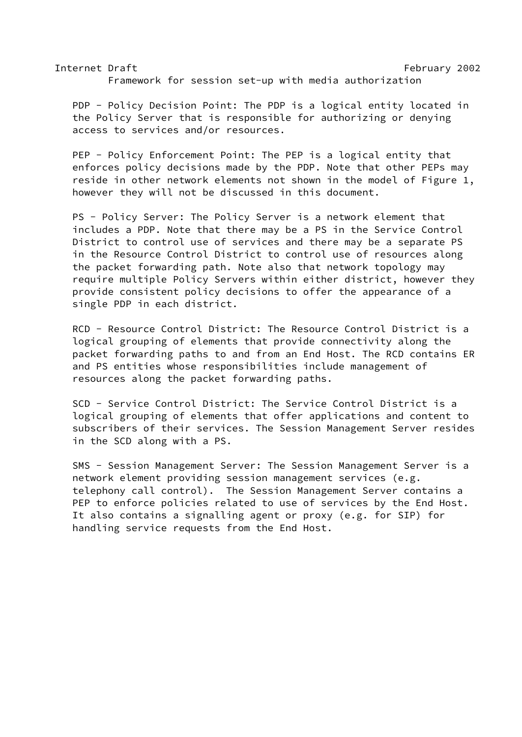PDP - Policy Decision Point: The PDP is a logical entity located in the Policy Server that is responsible for authorizing or denying access to services and/or resources.

PEP - Policy Enforcement Point: The PEP is a logical entity that enforces policy decisions made by the PDP. Note that other PEPs may reside in other network elements not shown in the model of Figure 1, however they will not be discussed in this document.

PS - Policy Server: The Policy Server is a network element that includes a PDP. Note that there may be a PS in the Service Control District to control use of services and there may be a separate PS in the Resource Control District to control use of resources along the packet forwarding path. Note also that network topology may require multiple Policy Servers within either district, however they provide consistent policy decisions to offer the appearance of a single PDP in each district.

RCD - Resource Control District: The Resource Control District is a logical grouping of elements that provide connectivity along the packet forwarding paths to and from an End Host. The RCD contains ER and PS entities whose responsibilities include management of resources along the packet forwarding paths.

SCD - Service Control District: The Service Control District is a logical grouping of elements that offer applications and content to subscribers of their services. The Session Management Server resides in the SCD along with a PS.

SMS - Session Management Server: The Session Management Server is a network element providing session management services (e.g. telephony call control). The Session Management Server contains a PEP to enforce policies related to use of services by the End Host. It also contains a signalling agent or proxy (e.g. for SIP) for handling service requests from the End Host.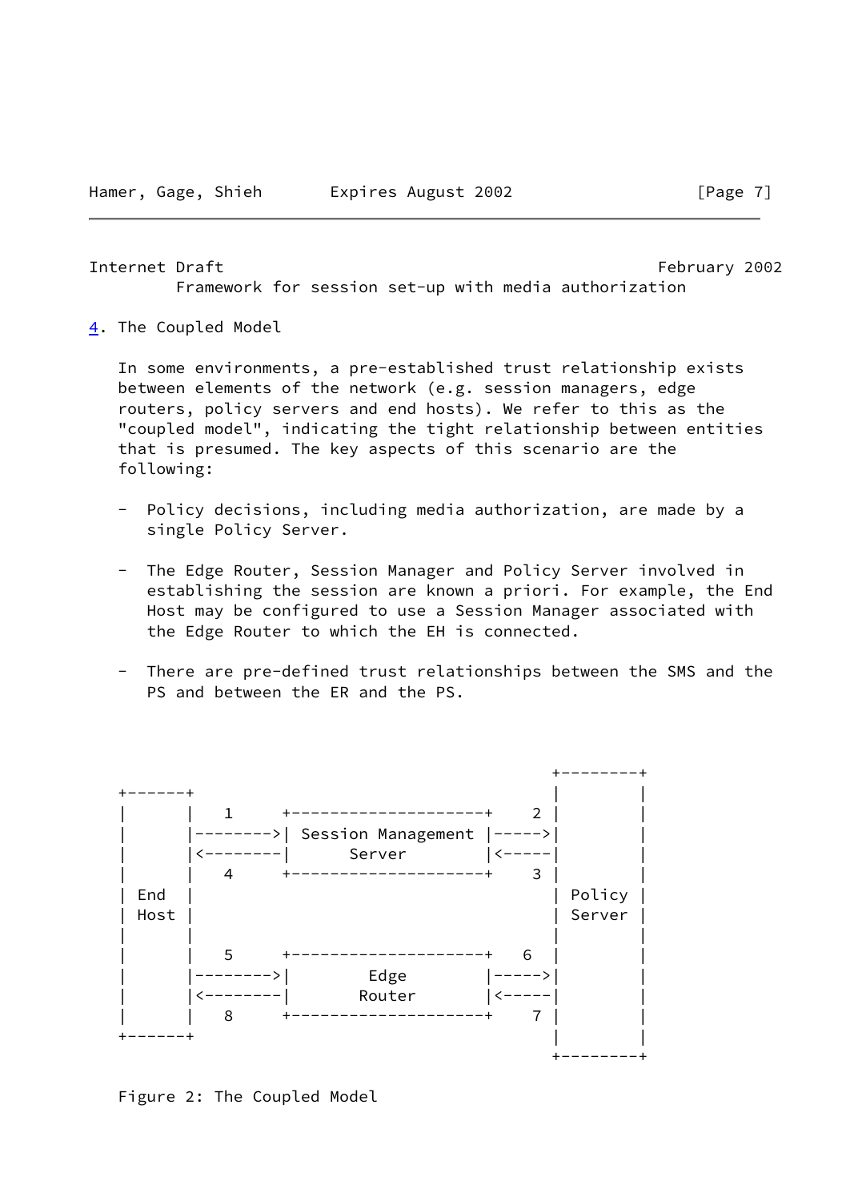## 4. The Coupled Model

In some environments, a pre-established trust relationship exists between elements of the network (e.g. session managers, edge routers, policy servers and end hosts). We refer to this as the "coupled model", indicating the tight relationship between entities that is presumed. The key aspects of this scenario are the following:

- Policy decisions, including media authorization, are made by a single Policy Server.

- The Edge Router, Session Manager and Policy Server involved in establishing the session are known a priori. For example, the End Host may be configured to use a Session Manager associated with the Edge Router to which the EH is connected.

- There are pre-defined trust relationships between the SMS and the PS and between the ER and the PS.

```
                                                  +--------+
+------+                                          |        |
|      |   1     +--------------------+    2 |        |
|      |-------->| Session Management |----->|        |
|      |<--------|      Server        |<-----|        |
|      |   4     +--------------------+    3 |        |
| End  |                                          | Policy |
| Host |                                          | Server |
|      |                                          |        |
|      |   5     +--------------------+   6  |        |
|      |-------->|        Edge        |----->|        |
|      |<--------|       Router       |<-----|        |
|      |   8     +--------------------+    7 |        |
+------+                                          |        |
                                                  +--------+
```

Figure 2: The Coupled Model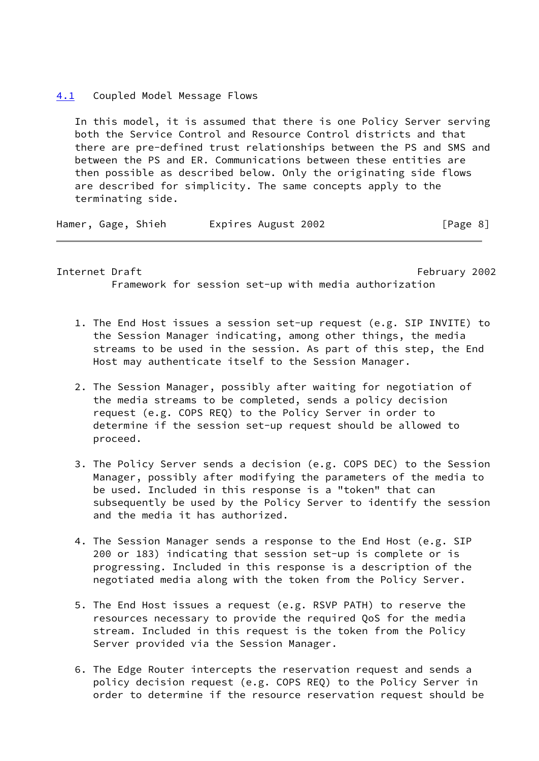### 4.1 Coupled Model Message Flows

In this model, it is assumed that there is one Policy Server serving both the Service Control and Resource Control districts and that there are pre-defined trust relationships between the PS and SMS and between the PS and ER. Communications between these entities are then possible as described below. Only the originating side flows are described for simplicity. The same concepts apply to the terminating side.

1. The End Host issues a session set-up request (e.g. SIP INVITE) to the Session Manager indicating, among other things, the media streams to be used in the session. As part of this step, the End Host may authenticate itself to the Session Manager.

2. The Session Manager, possibly after waiting for negotiation of the media streams to be completed, sends a policy decision request (e.g. COPS REQ) to the Policy Server in order to determine if the session set-up request should be allowed to proceed.

3. The Policy Server sends a decision (e.g. COPS DEC) to the Session Manager, possibly after modifying the parameters of the media to be used. Included in this response is a "token" that can subsequently be used by the Policy Server to identify the session and the media it has authorized.

4. The Session Manager sends a response to the End Host (e.g. SIP 200 or 183) indicating that session set-up is complete or is progressing. Included in this response is a description of the negotiated media along with the token from the Policy Server.

5. The End Host issues a request (e.g. RSVP PATH) to reserve the resources necessary to provide the required QoS for the media stream. Included in this request is the token from the Policy Server provided via the Session Manager.

6. The Edge Router intercepts the reservation request and sends a policy decision request (e.g. COPS REQ) to the Policy Server in order to determine if the resource reservation request should be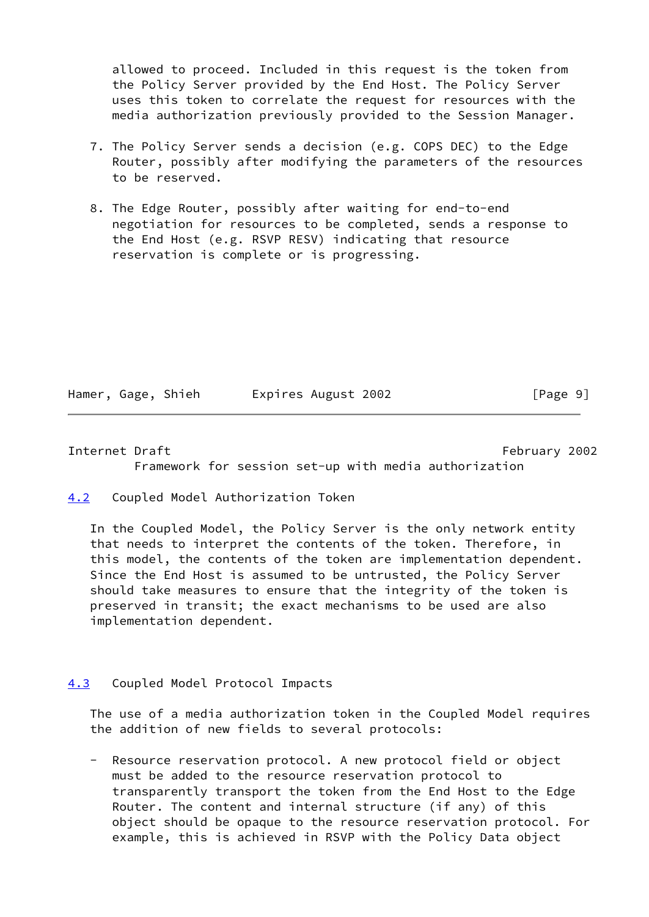allowed to proceed. Included in this request is the token from the Policy Server provided by the End Host. The Policy Server uses this token to correlate the request for resources with the media authorization previously provided to the Session Manager.

7. The Policy Server sends a decision (e.g. COPS DEC) to the Edge Router, possibly after modifying the parameters of the resources to be reserved.

8. The Edge Router, possibly after waiting for end-to-end negotiation for resources to be completed, sends a response to the End Host (e.g. RSVP RESV) indicating that resource reservation is complete or is progressing.

## 4.2 Coupled Model Authorization Token

In the Coupled Model, the Policy Server is the only network entity that needs to interpret the contents of the token. Therefore, in this model, the contents of the token are implementation dependent. Since the End Host is assumed to be untrusted, the Policy Server should take measures to ensure that the integrity of the token is preserved in transit; the exact mechanisms to be used are also implementation dependent.

## 4.3 Coupled Model Protocol Impacts

The use of a media authorization token in the Coupled Model requires the addition of new fields to several protocols:

- Resource reservation protocol. A new protocol field or object must be added to the resource reservation protocol to transparently transport the token from the End Host to the Edge Router. The content and internal structure (if any) of this object should be opaque to the resource reservation protocol. For example, this is achieved in RSVP with the Policy Data object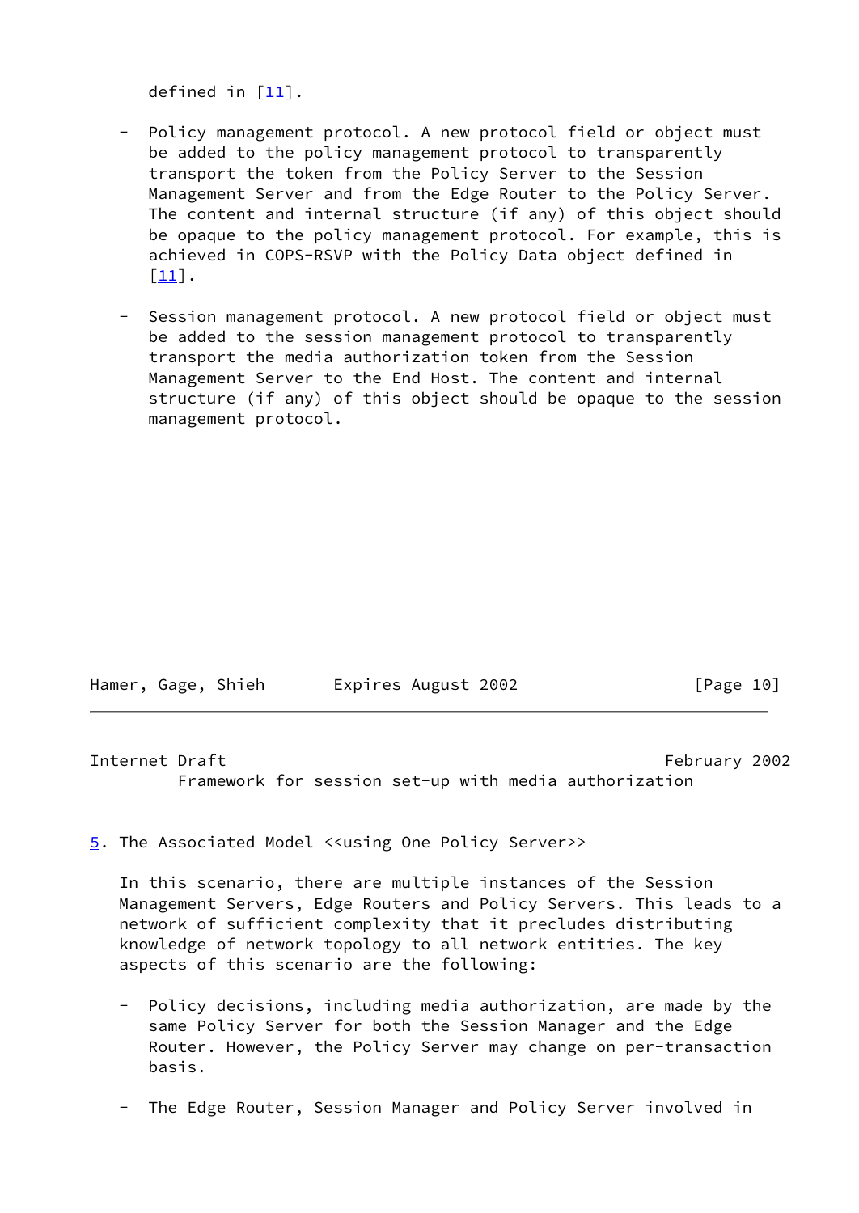defined in [11].

- Policy management protocol. A new protocol field or object must be added to the policy management protocol to transparently transport the token from the Policy Server to the Session Management Server and from the Edge Router to the Policy Server. The content and internal structure (if any) of this object should be opaque to the policy management protocol. For example, this is achieved in COPS-RSVP with the Policy Data object defined in [11].

- Session management protocol. A new protocol field or object must be added to the session management protocol to transparently transport the media authorization token from the Session Management Server to the End Host. The content and internal structure (if any) of this object should be opaque to the session management protocol.

## 5. The Associated Model <<using One Policy Server>>

In this scenario, there are multiple instances of the Session Management Servers, Edge Routers and Policy Servers. This leads to a network of sufficient complexity that it precludes distributing knowledge of network topology to all network entities. The key aspects of this scenario are the following:

- Policy decisions, including media authorization, are made by the same Policy Server for both the Session Manager and the Edge Router. However, the Policy Server may change on per-transaction basis.

- The Edge Router, Session Manager and Policy Server involved in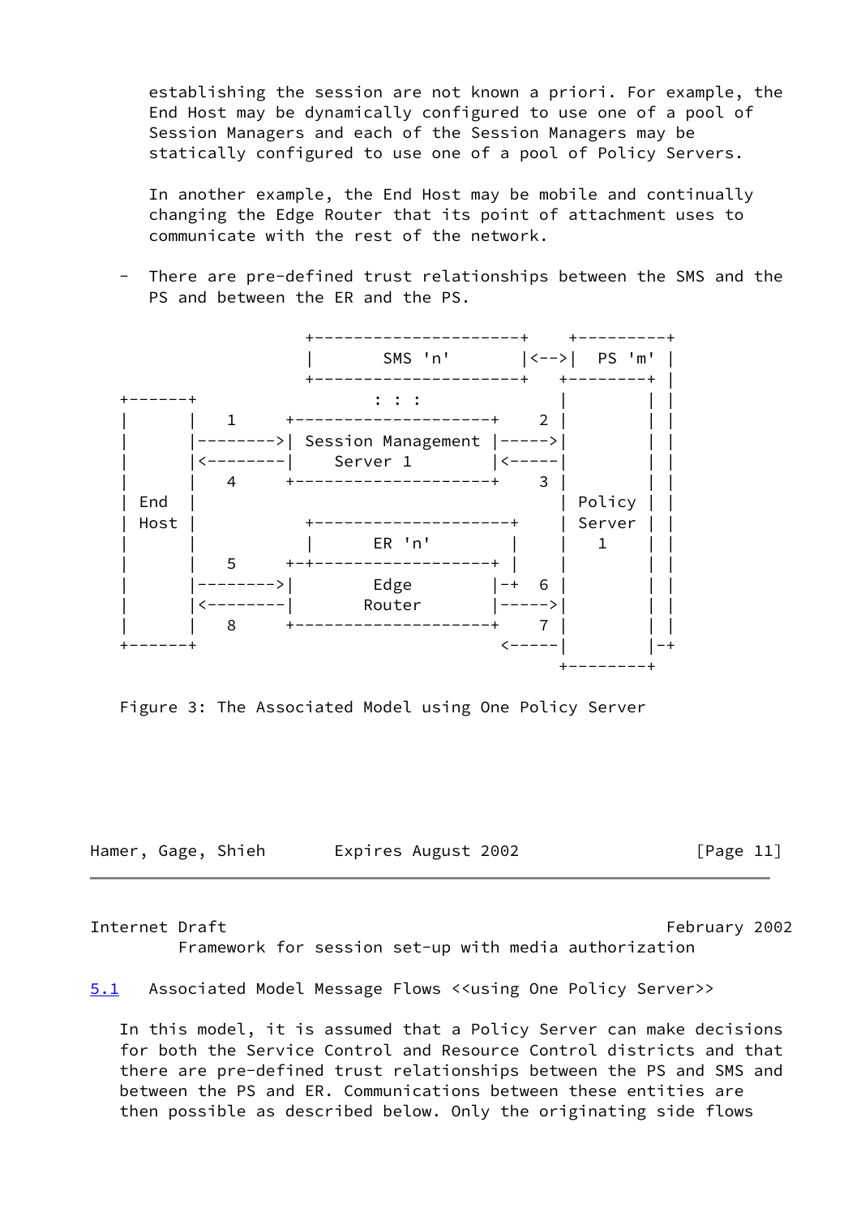establishing the session are not known a priori. For example, the End Host may be dynamically configured to use one of a pool of Session Managers and each of the Session Managers may be statically configured to use one of a pool of Policy Servers.

In another example, the End Host may be mobile and continually changing the Edge Router that its point of attachment uses to communicate with the rest of the network.

- There are pre-defined trust relationships between the SMS and the PS and between the ER and the PS.

```
                +---------------------+    +---------+
                |       SMS 'n'       |<-->|  PS 'm' |
                +---------------------+   +--------+ |
+------+                 : : :            |        | |
|      |   1    +--------------------+  2 |        | |
|      |-------->| Session Management |----->|        | |
|      |<--------|     Server 1       |<-----|        | |
|      |   4    +--------------------+  3 |        | |
| End  |                                  | Policy | |
| Host |          +--------------------+  | Server | |
|      |          |       ER 'n'       |  |   1    | |
|      |   5    +-+------------------+ |  |        | |
|      |-------->|       Edge         |-+  6 |        | |
|      |<--------|      Router        |----->|        | |
|      |   8    +--------------------+  7 |        | |
+------+                          <-----|        |-+
                                        +--------+
```

Figure 3: The Associated Model using One Policy Server

## 5.1 Associated Model Message Flows <<using One Policy Server>>

In this model, it is assumed that a Policy Server can make decisions for both the Service Control and Resource Control districts and that there are pre-defined trust relationships between the PS and SMS and between the PS and ER. Communications between these entities are then possible as described below. Only the originating side flows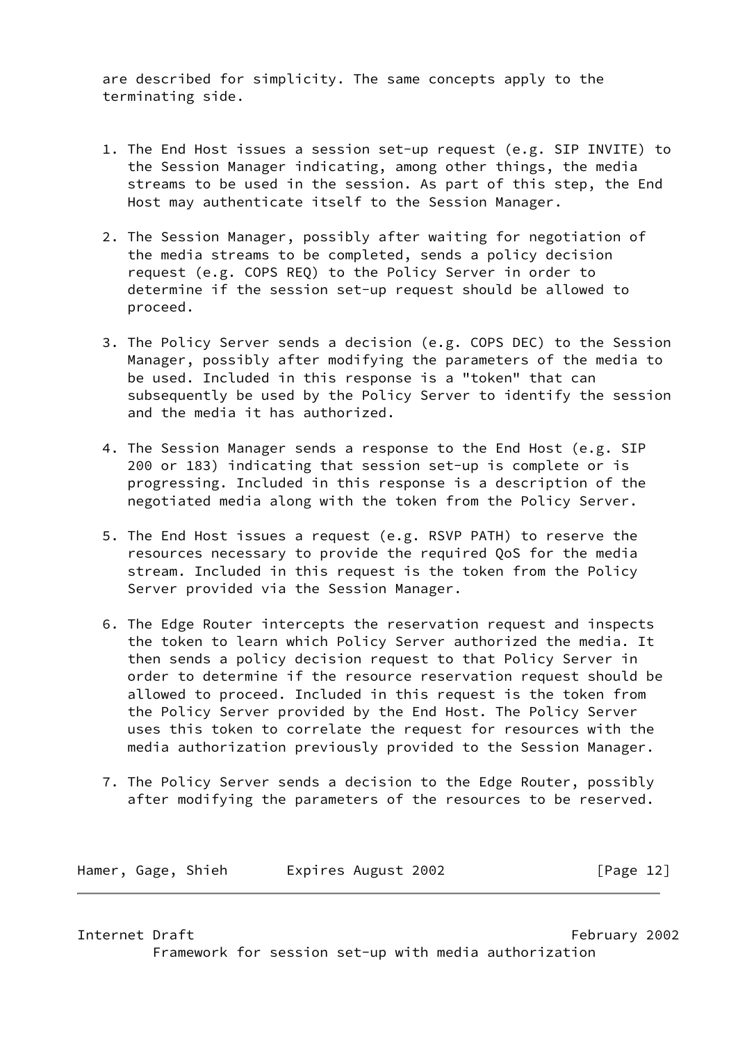are described for simplicity. The same concepts apply to the terminating side.

1. The End Host issues a session set-up request (e.g. SIP INVITE) to the Session Manager indicating, among other things, the media streams to be used in the session. As part of this step, the End Host may authenticate itself to the Session Manager.

2. The Session Manager, possibly after waiting for negotiation of the media streams to be completed, sends a policy decision request (e.g. COPS REQ) to the Policy Server in order to determine if the session set-up request should be allowed to proceed.

3. The Policy Server sends a decision (e.g. COPS DEC) to the Session Manager, possibly after modifying the parameters of the media to be used. Included in this response is a "token" that can subsequently be used by the Policy Server to identify the session and the media it has authorized.

4. The Session Manager sends a response to the End Host (e.g. SIP 200 or 183) indicating that session set-up is complete or is progressing. Included in this response is a description of the negotiated media along with the token from the Policy Server.

5. The End Host issues a request (e.g. RSVP PATH) to reserve the resources necessary to provide the required QoS for the media stream. Included in this request is the token from the Policy Server provided via the Session Manager.

6. The Edge Router intercepts the reservation request and inspects the token to learn which Policy Server authorized the media. It then sends a policy decision request to that Policy Server in order to determine if the resource reservation request should be allowed to proceed. Included in this request is the token from the Policy Server provided by the End Host. The Policy Server uses this token to correlate the request for resources with the media authorization previously provided to the Session Manager.

7. The Policy Server sends a decision to the Edge Router, possibly after modifying the parameters of the resources to be reserved.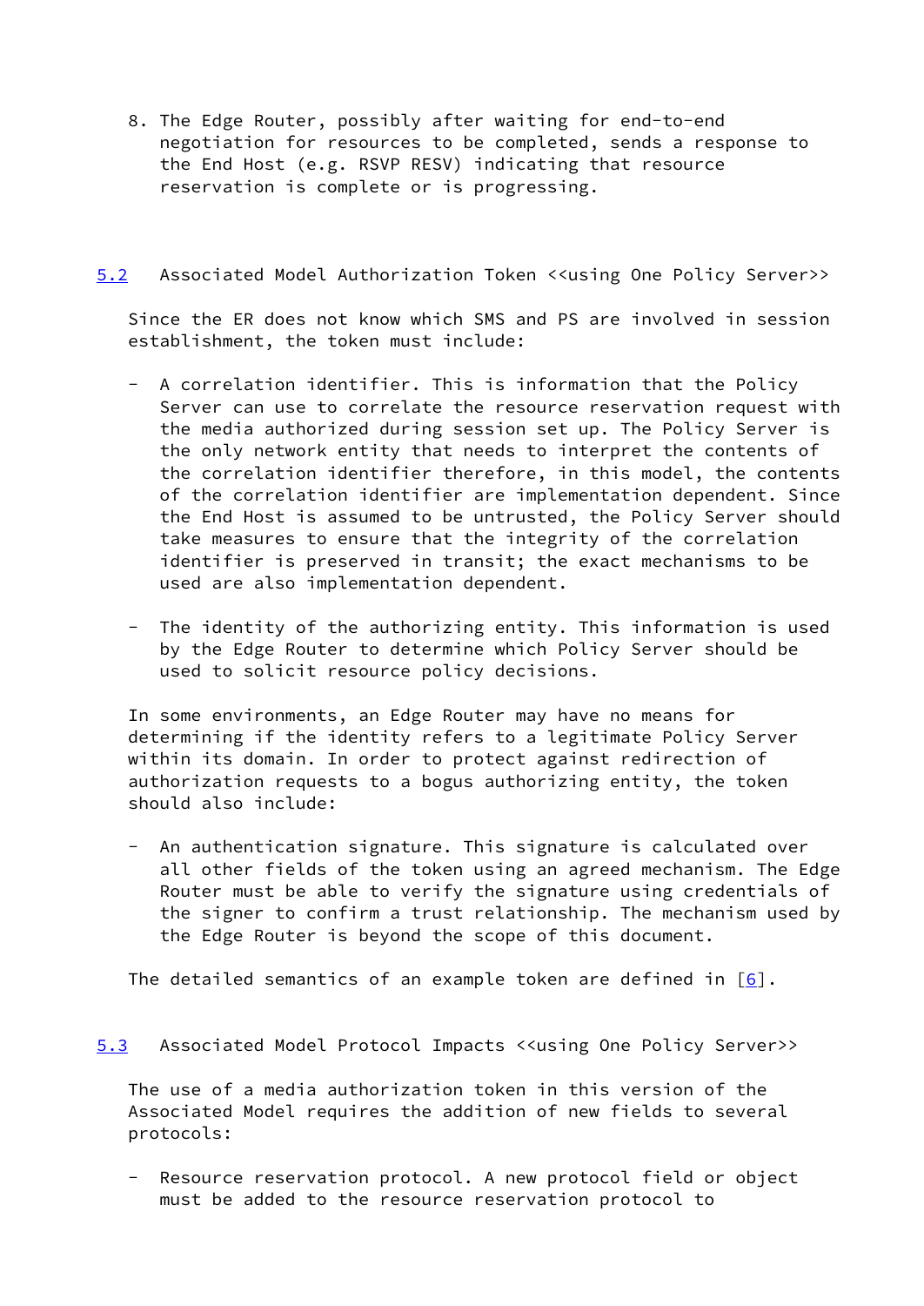8. The Edge Router, possibly after waiting for end-to-end negotiation for resources to be completed, sends a response to the End Host (e.g. RSVP RESV) indicating that resource reservation is complete or is progressing.

## 5.2 Associated Model Authorization Token <<using One Policy Server>>

Since the ER does not know which SMS and PS are involved in session establishment, the token must include:

- A correlation identifier. This is information that the Policy Server can use to correlate the resource reservation request with the media authorized during session set up. The Policy Server is the only network entity that needs to interpret the contents of the correlation identifier therefore, in this model, the contents of the correlation identifier are implementation dependent. Since the End Host is assumed to be untrusted, the Policy Server should take measures to ensure that the integrity of the correlation identifier is preserved in transit; the exact mechanisms to be used are also implementation dependent.

- The identity of the authorizing entity. This information is used by the Edge Router to determine which Policy Server should be used to solicit resource policy decisions.

In some environments, an Edge Router may have no means for determining if the identity refers to a legitimate Policy Server within its domain. In order to protect against redirection of authorization requests to a bogus authorizing entity, the token should also include:

- An authentication signature. This signature is calculated over all other fields of the token using an agreed mechanism. The Edge Router must be able to verify the signature using credentials of the signer to confirm a trust relationship. The mechanism used by the Edge Router is beyond the scope of this document.

The detailed semantics of an example token are defined in [6].

## 5.3 Associated Model Protocol Impacts <<using One Policy Server>>

The use of a media authorization token in this version of the Associated Model requires the addition of new fields to several protocols:

- Resource reservation protocol. A new protocol field or object must be added to the resource reservation protocol to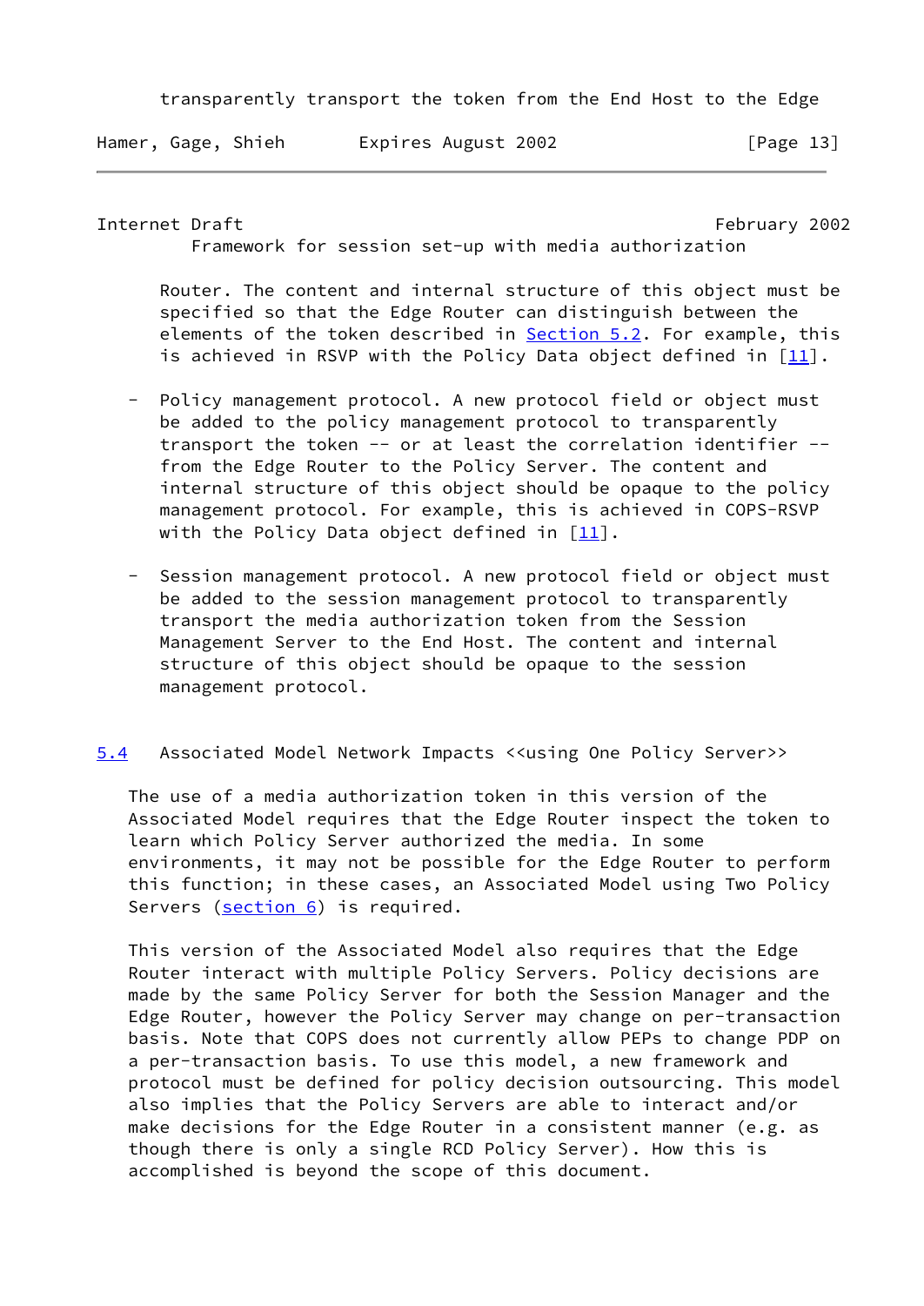transparently transport the token from the End Host to the Edge Router. The content and internal structure of this object must be specified so that the Edge Router can distinguish between the elements of the token described in Section 5.2. For example, this is achieved in RSVP with the Policy Data object defined in [11].

- Policy management protocol. A new protocol field or object must be added to the policy management protocol to transparently transport the token -- or at least the correlation identifier -- from the Edge Router to the Policy Server. The content and internal structure of this object should be opaque to the policy management protocol. For example, this is achieved in COPS-RSVP with the Policy Data object defined in [11].

- Session management protocol. A new protocol field or object must be added to the session management protocol to transparently transport the media authorization token from the Session Management Server to the End Host. The content and internal structure of this object should be opaque to the session management protocol.

## 5.4 Associated Model Network Impacts <<using One Policy Server>>

The use of a media authorization token in this version of the Associated Model requires that the Edge Router inspect the token to learn which Policy Server authorized the media. In some environments, it may not be possible for the Edge Router to perform this function; in these cases, an Associated Model using Two Policy Servers (section 6) is required.

This version of the Associated Model also requires that the Edge Router interact with multiple Policy Servers. Policy decisions are made by the same Policy Server for both the Session Manager and the Edge Router, however the Policy Server may change on per-transaction basis. Note that COPS does not currently allow PEPs to change PDP on a per-transaction basis. To use this model, a new framework and protocol must be defined for policy decision outsourcing. This model also implies that the Policy Servers are able to interact and/or make decisions for the Edge Router in a consistent manner (e.g. as though there is only a single RCD Policy Server). How this is accomplished is beyond the scope of this document.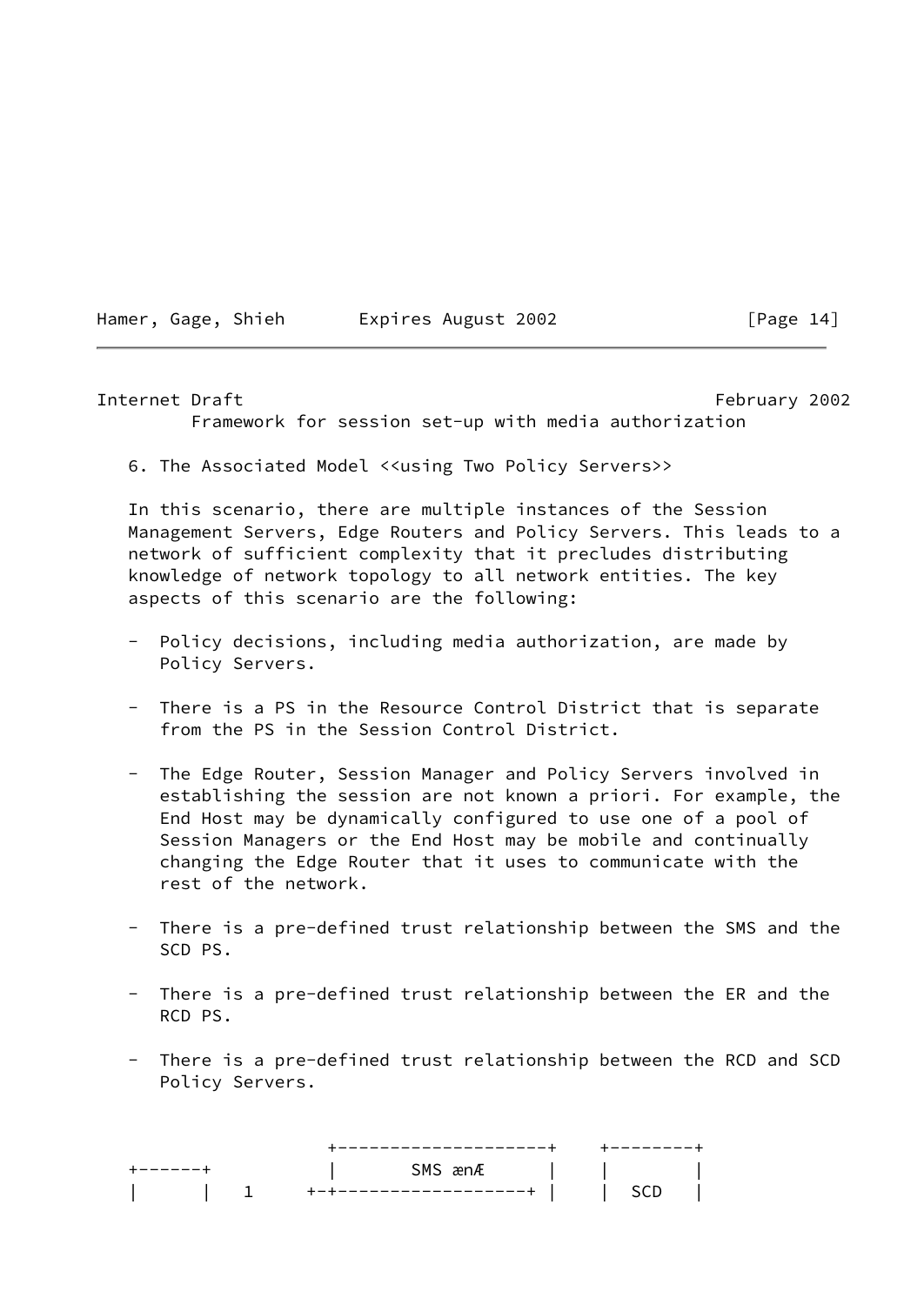## 6. The Associated Model <<using Two Policy Servers>>

In this scenario, there are multiple instances of the Session Management Servers, Edge Routers and Policy Servers. This leads to a network of sufficient complexity that it precludes distributing knowledge of network topology to all network entities. The key aspects of this scenario are the following:

- Policy decisions, including media authorization, are made by Policy Servers.

- There is a PS in the Resource Control District that is separate from the PS in the Session Control District.

- The Edge Router, Session Manager and Policy Servers involved in establishing the session are not known a priori. For example, the End Host may be dynamically configured to use one of a pool of Session Managers or the End Host may be mobile and continually changing the Edge Router that it uses to communicate with the rest of the network.

- There is a pre-defined trust relationship between the SMS and the SCD PS.

- There is a pre-defined trust relationship between the ER and the RCD PS.

- There is a pre-defined trust relationship between the RCD and SCD Policy Servers.

```
                  +--------------------+     +--------+
+------+          |        SMS ænÆ     |     |        |
|      |   1     +-+------------------+ |     |  SCD   |
```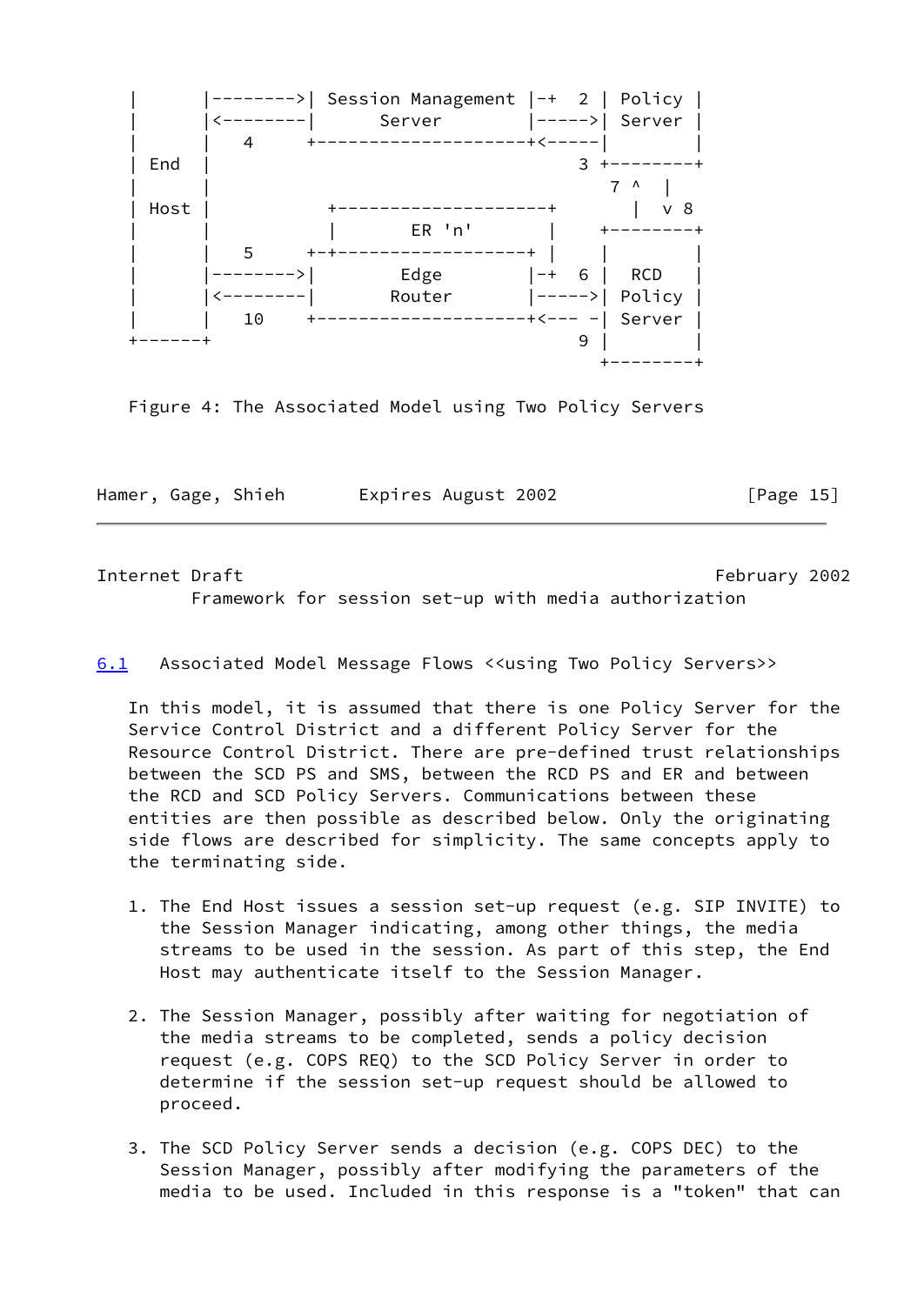```
|       |-------->| Session Management |-+  2 | Policy |
|       |<--------|       Server       |----->| Server |
|       |    4    +--------------------+<-----|        |
| End   |                                     3 +--------+
|       |                                        7 ^   |
| Host  |          +--------------------+          |  v 8
|       |          |        ER 'n'      |       +--------+
|       |    5    +-+------------------+ |     |        |
|       |-------->|        Edge        |-+  6 |  RCD   |
|       |<--------|       Router       |----->| Policy |
|       |    10   +--------------------+<--- -| Server |
+-------+                                     9 |        |
                                                +--------+
```

Figure 4: The Associated Model using Two Policy Servers

## 6.1 Associated Model Message Flows <<using Two Policy Servers>>

In this model, it is assumed that there is one Policy Server for the Service Control District and a different Policy Server for the Resource Control District. There are pre-defined trust relationships between the SCD PS and SMS, between the RCD PS and ER and between the RCD and SCD Policy Servers. Communications between these entities are then possible as described below. Only the originating side flows are described for simplicity. The same concepts apply to the terminating side.

1. The End Host issues a session set-up request (e.g. SIP INVITE) to the Session Manager indicating, among other things, the media streams to be used in the session. As part of this step, the End Host may authenticate itself to the Session Manager.

2. The Session Manager, possibly after waiting for negotiation of the media streams to be completed, sends a policy decision request (e.g. COPS REQ) to the SCD Policy Server in order to determine if the session set-up request should be allowed to proceed.

3. The SCD Policy Server sends a decision (e.g. COPS DEC) to the Session Manager, possibly after modifying the parameters of the media to be used. Included in this response is a "token" that can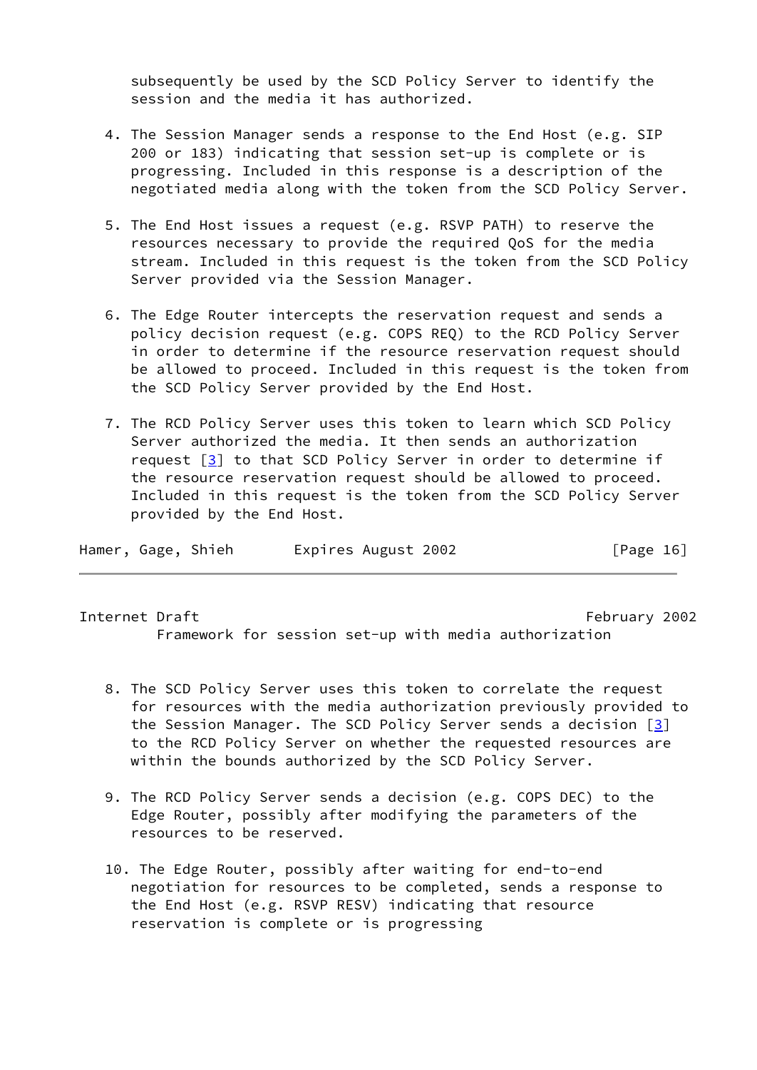subsequently be used by the SCD Policy Server to identify the session and the media it has authorized.

4. The Session Manager sends a response to the End Host (e.g. SIP 200 or 183) indicating that session set-up is complete or is progressing. Included in this response is a description of the negotiated media along with the token from the SCD Policy Server.

5. The End Host issues a request (e.g. RSVP PATH) to reserve the resources necessary to provide the required QoS for the media stream. Included in this request is the token from the SCD Policy Server provided via the Session Manager.

6. The Edge Router intercepts the reservation request and sends a policy decision request (e.g. COPS REQ) to the RCD Policy Server in order to determine if the resource reservation request should be allowed to proceed. Included in this request is the token from the SCD Policy Server provided by the End Host.

7. The RCD Policy Server uses this token to learn which SCD Policy Server authorized the media. It then sends an authorization request [3] to that SCD Policy Server in order to determine if the resource reservation request should be allowed to proceed. Included in this request is the token from the SCD Policy Server provided by the End Host.

8. The SCD Policy Server uses this token to correlate the request for resources with the media authorization previously provided to the Session Manager. The SCD Policy Server sends a decision [3] to the RCD Policy Server on whether the requested resources are within the bounds authorized by the SCD Policy Server.

9. The RCD Policy Server sends a decision (e.g. COPS DEC) to the Edge Router, possibly after modifying the parameters of the resources to be reserved.

10. The Edge Router, possibly after waiting for end-to-end negotiation for resources to be completed, sends a response to the End Host (e.g. RSVP RESV) indicating that resource reservation is complete or is progressing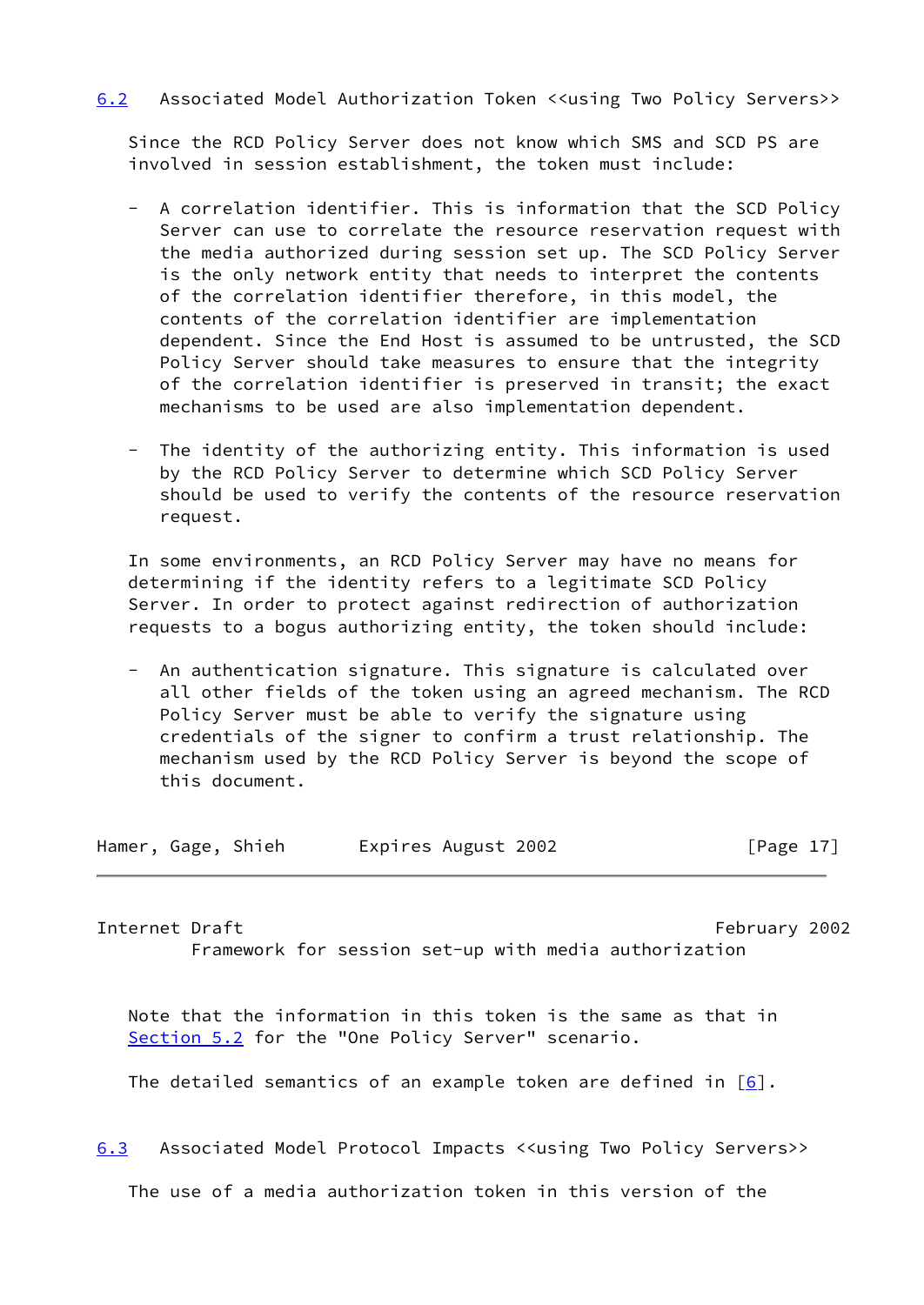## 6.2 Associated Model Authorization Token <<using Two Policy Servers>>

Since the RCD Policy Server does not know which SMS and SCD PS are involved in session establishment, the token must include:

- A correlation identifier. This is information that the SCD Policy Server can use to correlate the resource reservation request with the media authorized during session set up. The SCD Policy Server is the only network entity that needs to interpret the contents of the correlation identifier therefore, in this model, the contents of the correlation identifier are implementation dependent. Since the End Host is assumed to be untrusted, the SCD Policy Server should take measures to ensure that the integrity of the correlation identifier is preserved in transit; the exact mechanisms to be used are also implementation dependent.

- The identity of the authorizing entity. This information is used by the RCD Policy Server to determine which SCD Policy Server should be used to verify the contents of the resource reservation request.

In some environments, an RCD Policy Server may have no means for determining if the identity refers to a legitimate SCD Policy Server. In order to protect against redirection of authorization requests to a bogus authorizing entity, the token should include:

- An authentication signature. This signature is calculated over all other fields of the token using an agreed mechanism. The RCD Policy Server must be able to verify the signature using credentials of the signer to confirm a trust relationship. The mechanism used by the RCD Policy Server is beyond the scope of this document.

Note that the information in this token is the same as that in Section 5.2 for the "One Policy Server" scenario.

The detailed semantics of an example token are defined in [6].

## 6.3 Associated Model Protocol Impacts <<using Two Policy Servers>>

The use of a media authorization token in this version of the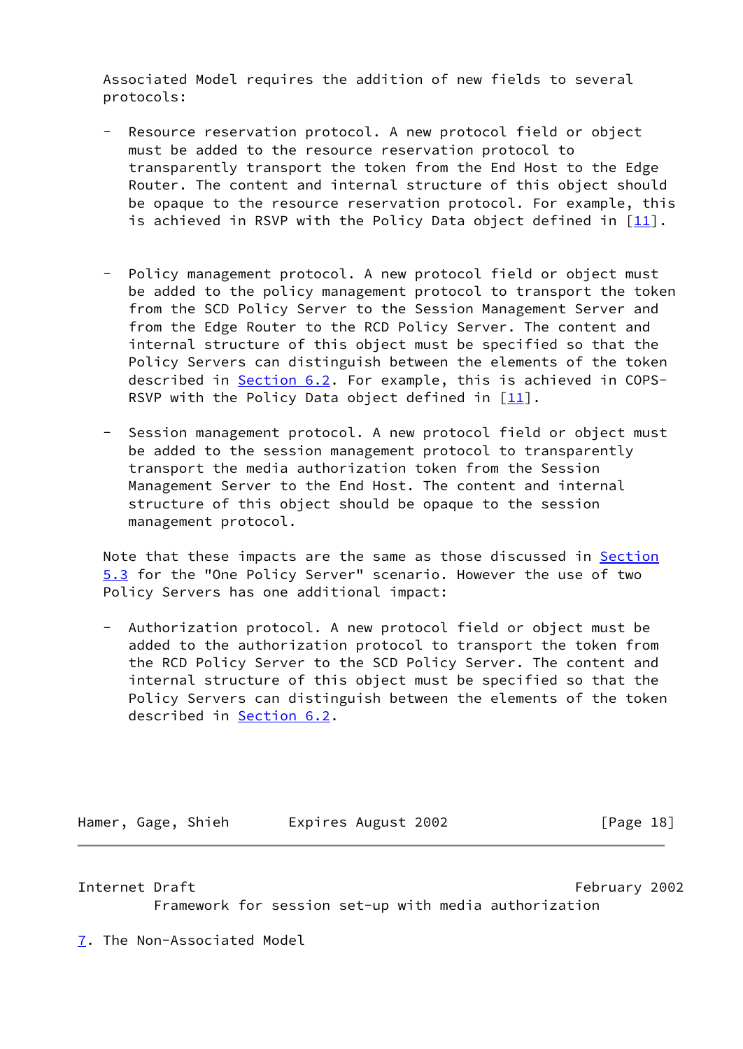Associated Model requires the addition of new fields to several protocols:

- Resource reservation protocol. A new protocol field or object must be added to the resource reservation protocol to transparently transport the token from the End Host to the Edge Router. The content and internal structure of this object should be opaque to the resource reservation protocol. For example, this is achieved in RSVP with the Policy Data object defined in [11].

- Policy management protocol. A new protocol field or object must be added to the policy management protocol to transport the token from the SCD Policy Server to the Session Management Server and from the Edge Router to the RCD Policy Server. The content and internal structure of this object must be specified so that the Policy Servers can distinguish between the elements of the token described in Section 6.2. For example, this is achieved in COPS-RSVP with the Policy Data object defined in [11].

- Session management protocol. A new protocol field or object must be added to the session management protocol to transparently transport the media authorization token from the Session Management Server to the End Host. The content and internal structure of this object should be opaque to the session management protocol.

Note that these impacts are the same as those discussed in Section 5.3 for the "One Policy Server" scenario. However the use of two Policy Servers has one additional impact:

- Authorization protocol. A new protocol field or object must be added to the authorization protocol to transport the token from the RCD Policy Server to the SCD Policy Server. The content and internal structure of this object must be specified so that the Policy Servers can distinguish between the elements of the token described in Section 6.2.

# 7. The Non-Associated Model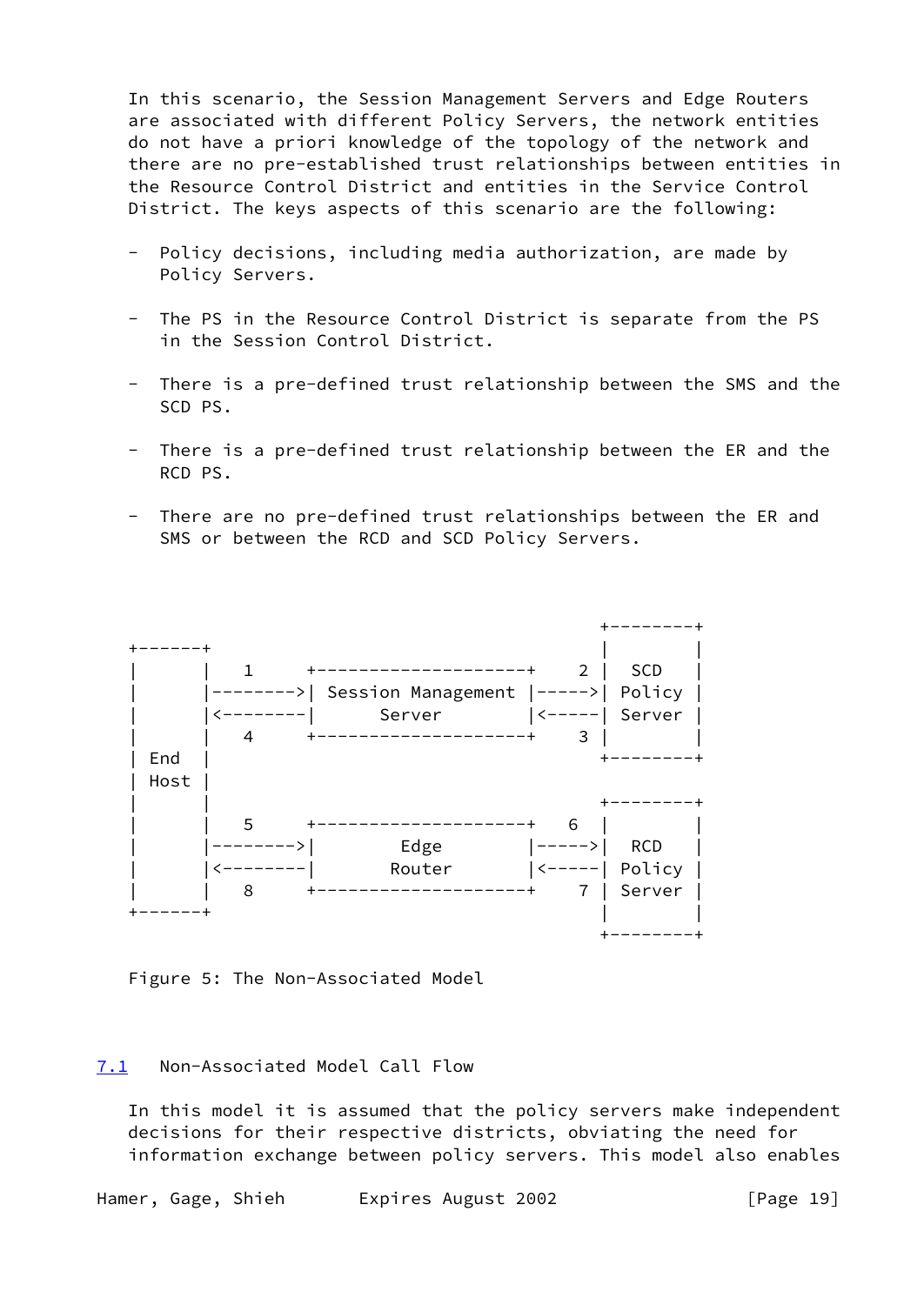In this scenario, the Session Management Servers and Edge Routers are associated with different Policy Servers, the network entities do not have a priori knowledge of the topology of the network and there are no pre-established trust relationships between entities in the Resource Control District and entities in the Service Control District. The keys aspects of this scenario are the following:

- Policy decisions, including media authorization, are made by Policy Servers.
- The PS in the Resource Control District is separate from the PS in the Session Control District.
- There is a pre-defined trust relationship between the SMS and the SCD PS.
- There is a pre-defined trust relationship between the ER and the RCD PS.
- There are no pre-defined trust relationships between the ER and SMS or between the RCD and SCD Policy Servers.

```
                                                     +--------+
+------+                                             |        |
|      |   1     +--------------------+    2 |  SCD   |
|      |-------->| Session Management |----->| Policy |
|      |<--------|       Server       |<-----| Server |
|      |   4     +--------------------+    3 |        |
| End  |                                     +--------+
| Host |
|      |                                     +--------+
|      |   5     +--------------------+   6  |        |
|      |-------->|        Edge        |----->|  RCD   |
|      |<--------|       Router       |<-----| Policy |
|      |   8     +--------------------+    7 | Server |
+------+                                     |        |
                                             +--------+
```

Figure 5: The Non-Associated Model

## 7.1 Non-Associated Model Call Flow

In this model it is assumed that the policy servers make independent decisions for their respective districts, obviating the need for information exchange between policy servers. This model also enables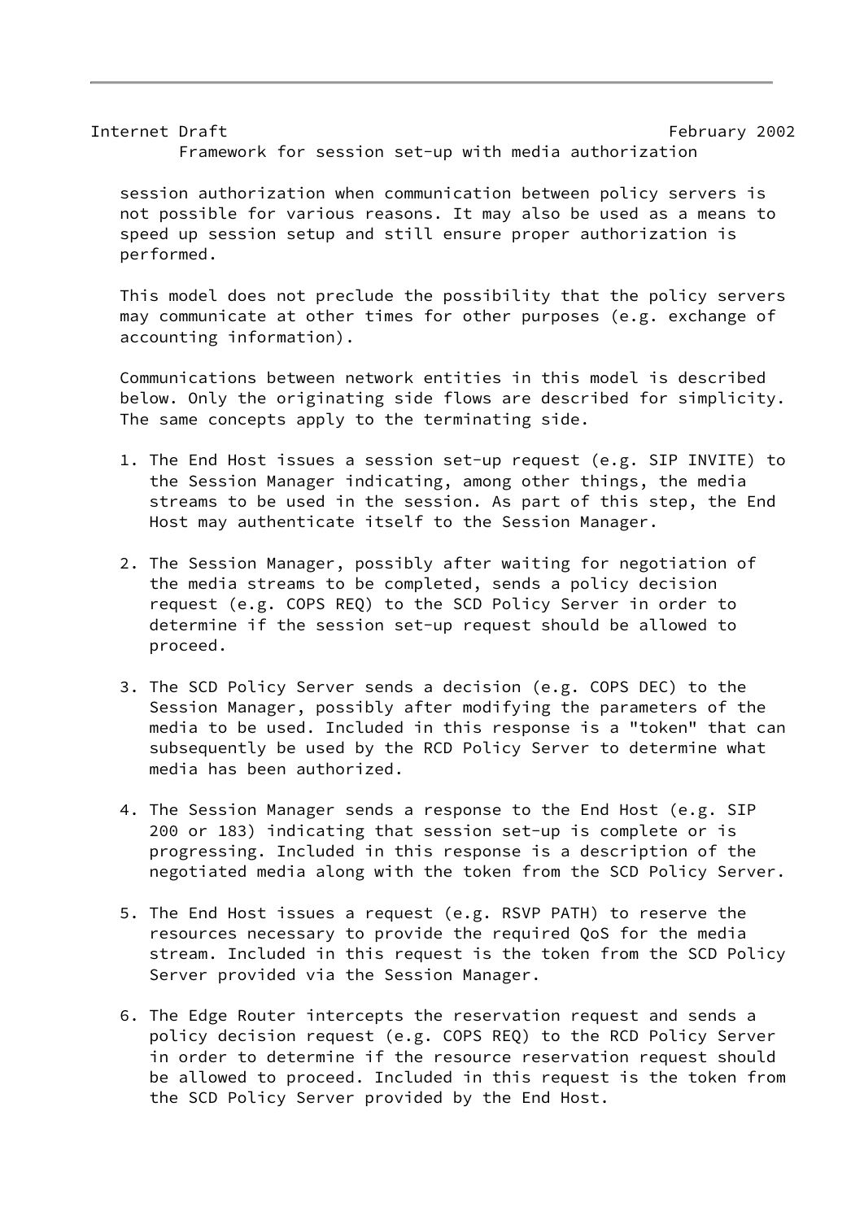session authorization when communication between policy servers is not possible for various reasons. It may also be used as a means to speed up session setup and still ensure proper authorization is performed.

This model does not preclude the possibility that the policy servers may communicate at other times for other purposes (e.g. exchange of accounting information).

Communications between network entities in this model is described below. Only the originating side flows are described for simplicity. The same concepts apply to the terminating side.

1. The End Host issues a session set-up request (e.g. SIP INVITE) to the Session Manager indicating, among other things, the media streams to be used in the session. As part of this step, the End Host may authenticate itself to the Session Manager.

2. The Session Manager, possibly after waiting for negotiation of the media streams to be completed, sends a policy decision request (e.g. COPS REQ) to the SCD Policy Server in order to determine if the session set-up request should be allowed to proceed.

3. The SCD Policy Server sends a decision (e.g. COPS DEC) to the Session Manager, possibly after modifying the parameters of the media to be used. Included in this response is a "token" that can subsequently be used by the RCD Policy Server to determine what media has been authorized.

4. The Session Manager sends a response to the End Host (e.g. SIP 200 or 183) indicating that session set-up is complete or is progressing. Included in this response is a description of the negotiated media along with the token from the SCD Policy Server.

5. The End Host issues a request (e.g. RSVP PATH) to reserve the resources necessary to provide the required QoS for the media stream. Included in this request is the token from the SCD Policy Server provided via the Session Manager.

6. The Edge Router intercepts the reservation request and sends a policy decision request (e.g. COPS REQ) to the RCD Policy Server in order to determine if the resource reservation request should be allowed to proceed. Included in this request is the token from the SCD Policy Server provided by the End Host.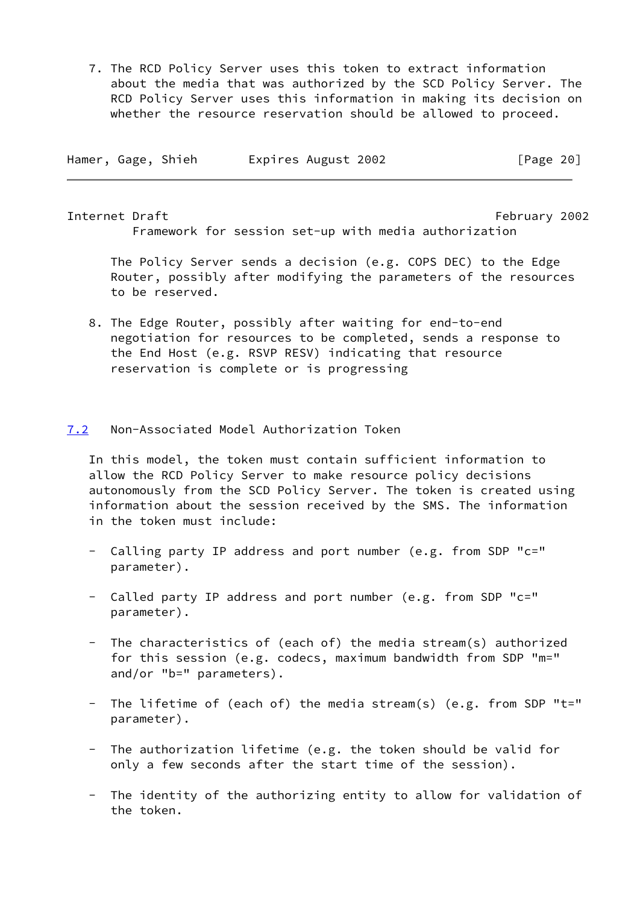7. The RCD Policy Server uses this token to extract information about the media that was authorized by the SCD Policy Server. The RCD Policy Server uses this information in making its decision on whether the resource reservation should be allowed to proceed.

   The Policy Server sends a decision (e.g. COPS DEC) to the Edge Router, possibly after modifying the parameters of the resources to be reserved.

8. The Edge Router, possibly after waiting for end-to-end negotiation for resources to be completed, sends a response to the End Host (e.g. RSVP RESV) indicating that resource reservation is complete or is progressing

## 7.2 Non-Associated Model Authorization Token

In this model, the token must contain sufficient information to allow the RCD Policy Server to make resource policy decisions autonomously from the SCD Policy Server. The token is created using information about the session received by the SMS. The information in the token must include:

- Calling party IP address and port number (e.g. from SDP "c=" parameter).

- Called party IP address and port number (e.g. from SDP "c=" parameter).

- The characteristics of (each of) the media stream(s) authorized for this session (e.g. codecs, maximum bandwidth from SDP "m=" and/or "b=" parameters).

- The lifetime of (each of) the media stream(s) (e.g. from SDP "t=" parameter).

- The authorization lifetime (e.g. the token should be valid for only a few seconds after the start time of the session).

- The identity of the authorizing entity to allow for validation of the token.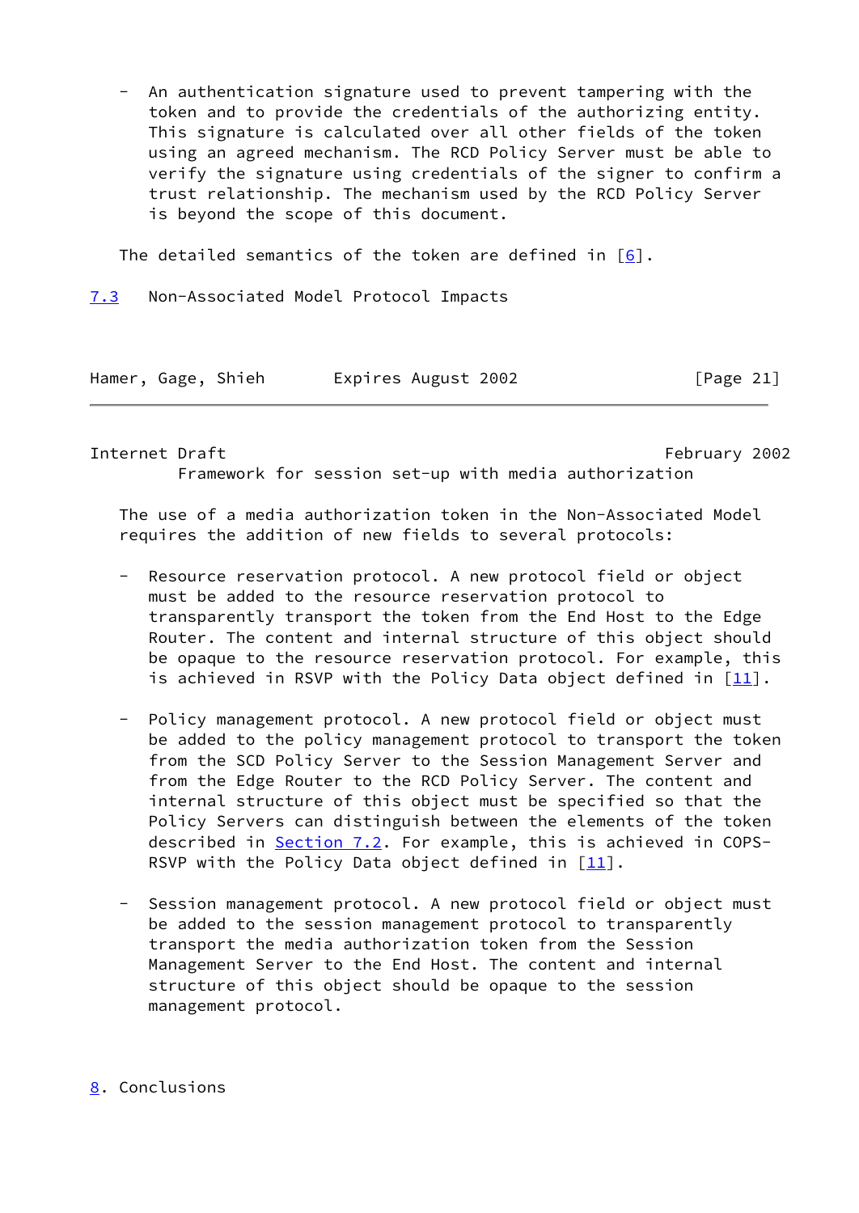- An authentication signature used to prevent tampering with the token and to provide the credentials of the authorizing entity. This signature is calculated over all other fields of the token using an agreed mechanism. The RCD Policy Server must be able to verify the signature using credentials of the signer to confirm a trust relationship. The mechanism used by the RCD Policy Server is beyond the scope of this document.

The detailed semantics of the token are defined in [6].

### 7.3 Non-Associated Model Protocol Impacts

The use of a media authorization token in the Non-Associated Model requires the addition of new fields to several protocols:

- Resource reservation protocol. A new protocol field or object must be added to the resource reservation protocol to transparently transport the token from the End Host to the Edge Router. The content and internal structure of this object should be opaque to the resource reservation protocol. For example, this is achieved in RSVP with the Policy Data object defined in [11].

- Policy management protocol. A new protocol field or object must be added to the policy management protocol to transport the token from the SCD Policy Server to the Session Management Server and from the Edge Router to the RCD Policy Server. The content and internal structure of this object must be specified so that the Policy Servers can distinguish between the elements of the token described in Section 7.2. For example, this is achieved in COPS-RSVP with the Policy Data object defined in [11].

- Session management protocol. A new protocol field or object must be added to the session management protocol to transparently transport the media authorization token from the Session Management Server to the End Host. The content and internal structure of this object should be opaque to the session management protocol.

## 8. Conclusions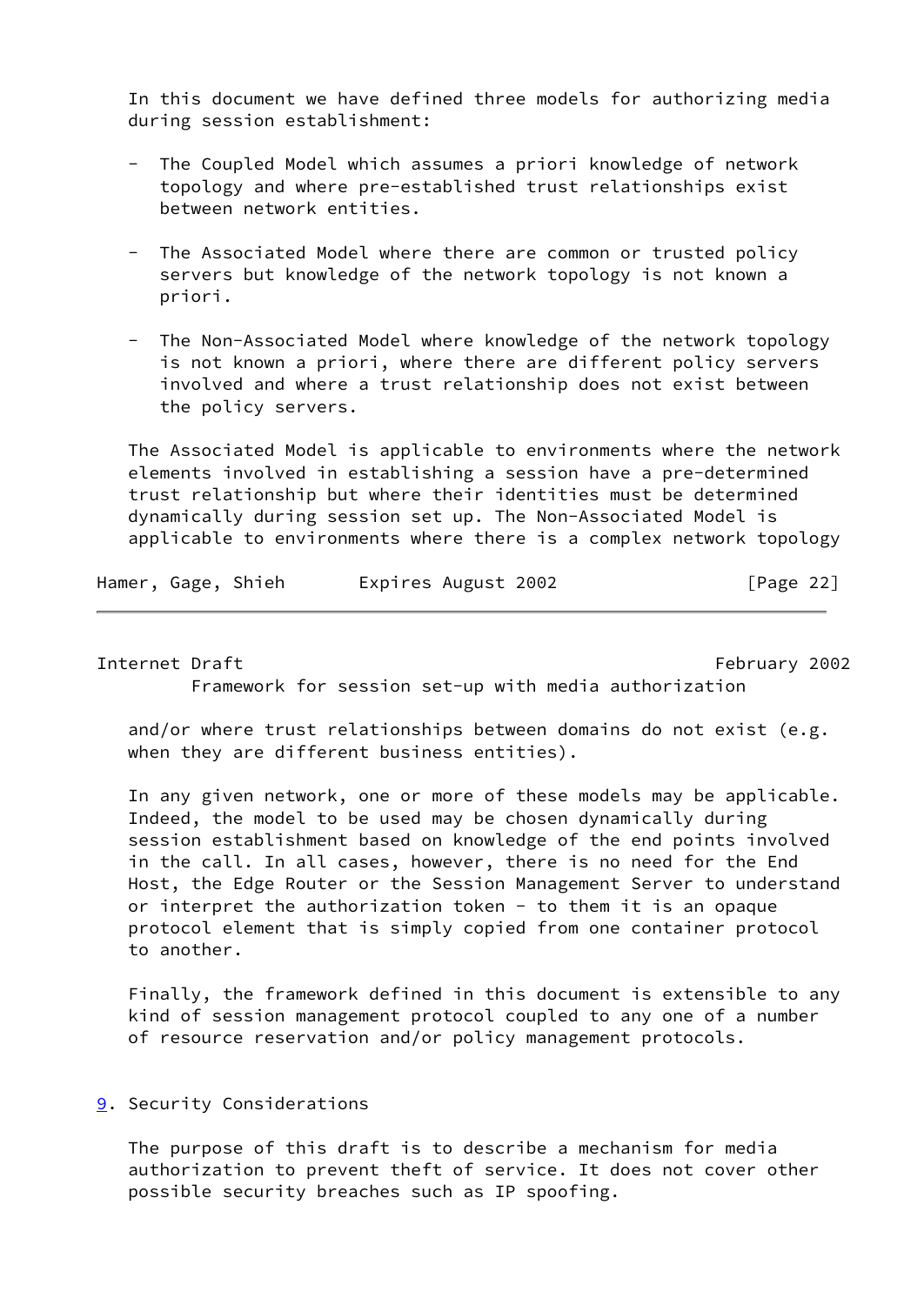In this document we have defined three models for authorizing media during session establishment:

- The Coupled Model which assumes a priori knowledge of network topology and where pre-established trust relationships exist between network entities.
- The Associated Model where there are common or trusted policy servers but knowledge of the network topology is not known a priori.
- The Non-Associated Model where knowledge of the network topology is not known a priori, where there are different policy servers involved and where a trust relationship does not exist between the policy servers.

The Associated Model is applicable to environments where the network elements involved in establishing a session have a pre-determined trust relationship but where their identities must be determined dynamically during session set up. The Non-Associated Model is applicable to environments where there is a complex network topology and/or where trust relationships between domains do not exist (e.g. when they are different business entities).

In any given network, one or more of these models may be applicable. Indeed, the model to be used may be chosen dynamically during session establishment based on knowledge of the end points involved in the call. In all cases, however, there is no need for the End Host, the Edge Router or the Session Management Server to understand or interpret the authorization token - to them it is an opaque protocol element that is simply copied from one container protocol to another.

Finally, the framework defined in this document is extensible to any kind of session management protocol coupled to any one of a number of resource reservation and/or policy management protocols.

## 9. Security Considerations

The purpose of this draft is to describe a mechanism for media authorization to prevent theft of service. It does not cover other possible security breaches such as IP spoofing.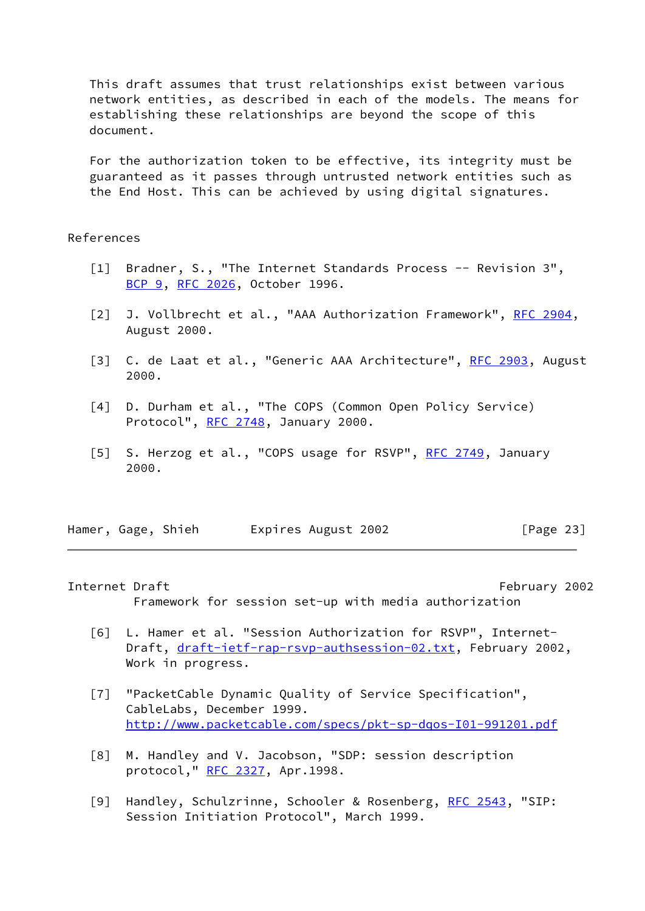This draft assumes that trust relationships exist between various network entities, as described in each of the models. The means for establishing these relationships are beyond the scope of this document.

For the authorization token to be effective, its integrity must be guaranteed as it passes through untrusted network entities such as the End Host. This can be achieved by using digital signatures.

## References

[1] Bradner, S., "The Internet Standards Process -- Revision 3", BCP 9, RFC 2026, October 1996.

[2] J. Vollbrecht et al., "AAA Authorization Framework", RFC 2904, August 2000.

[3] C. de Laat et al., "Generic AAA Architecture", RFC 2903, August 2000.

[4] D. Durham et al., "The COPS (Common Open Policy Service) Protocol", RFC 2748, January 2000.

[5] S. Herzog et al., "COPS usage for RSVP", RFC 2749, January 2000.

[6] L. Hamer et al. "Session Authorization for RSVP", Internet-Draft, draft-ietf-rap-rsvp-authsession-02.txt, February 2002, Work in progress.

[7] "PacketCable Dynamic Quality of Service Specification", CableLabs, December 1999. http://www.packetcable.com/specs/pkt-sp-dqos-I01-991201.pdf

[8] M. Handley and V. Jacobson, "SDP: session description protocol," RFC 2327, Apr.1998.

[9] Handley, Schulzrinne, Schooler & Rosenberg, RFC 2543, "SIP: Session Initiation Protocol", March 1999.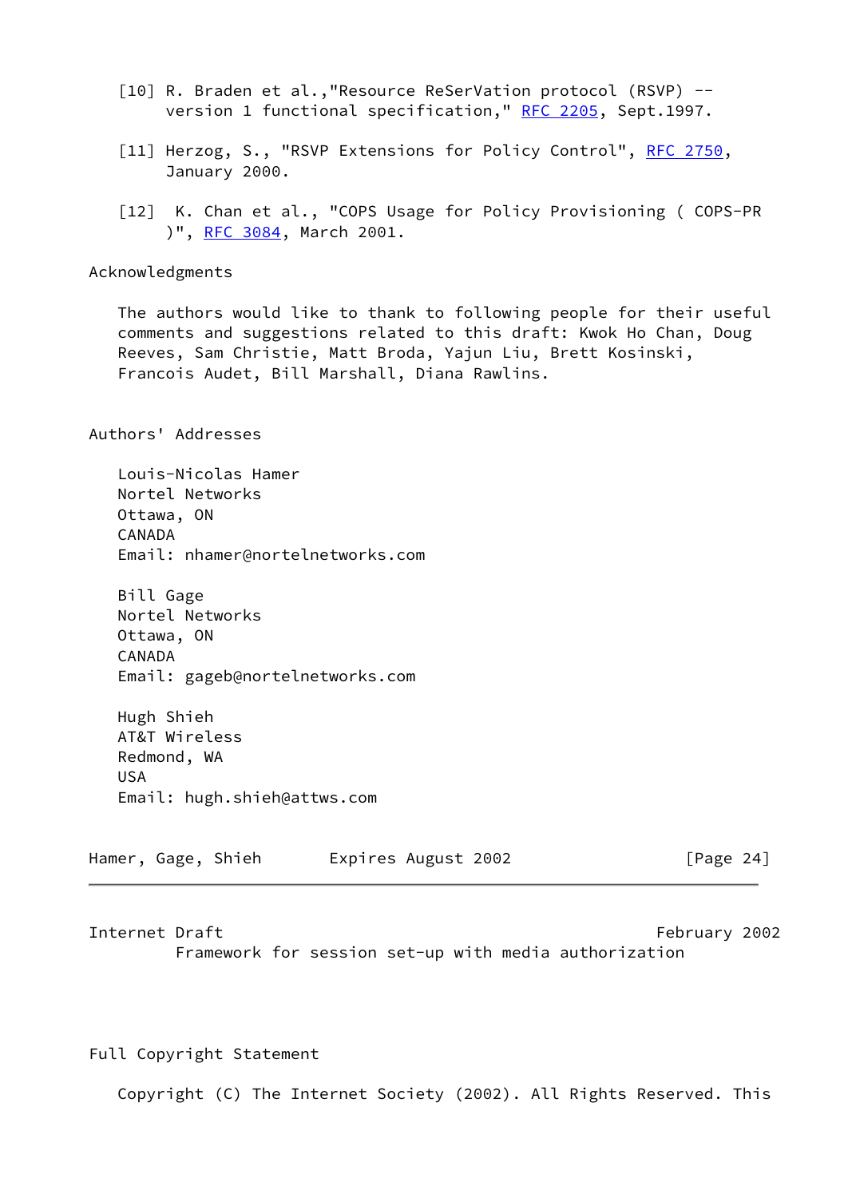[10] R. Braden et al.,"Resource ReSerVation protocol (RSVP) -- version 1 functional specification," RFC 2205, Sept.1997.

[11] Herzog, S., "RSVP Extensions for Policy Control", RFC 2750, January 2000.

[12] K. Chan et al., "COPS Usage for Policy Provisioning ( COPS-PR )", RFC 3084, March 2001.

## Acknowledgments

The authors would like to thank to following people for their useful comments and suggestions related to this draft: Kwok Ho Chan, Doug Reeves, Sam Christie, Matt Broda, Yajun Liu, Brett Kosinski, Francois Audet, Bill Marshall, Diana Rawlins.

## Authors' Addresses

Louis-Nicolas Hamer
Nortel Networks
Ottawa, ON
CANADA
Email: nhamer@nortelnetworks.com

Bill Gage
Nortel Networks
Ottawa, ON
CANADA
Email: gageb@nortelnetworks.com

Hugh Shieh
AT&T Wireless
Redmond, WA
USA
Email: hugh.shieh@attws.com

## Full Copyright Statement

Copyright (C) The Internet Society (2002). All Rights Reserved. This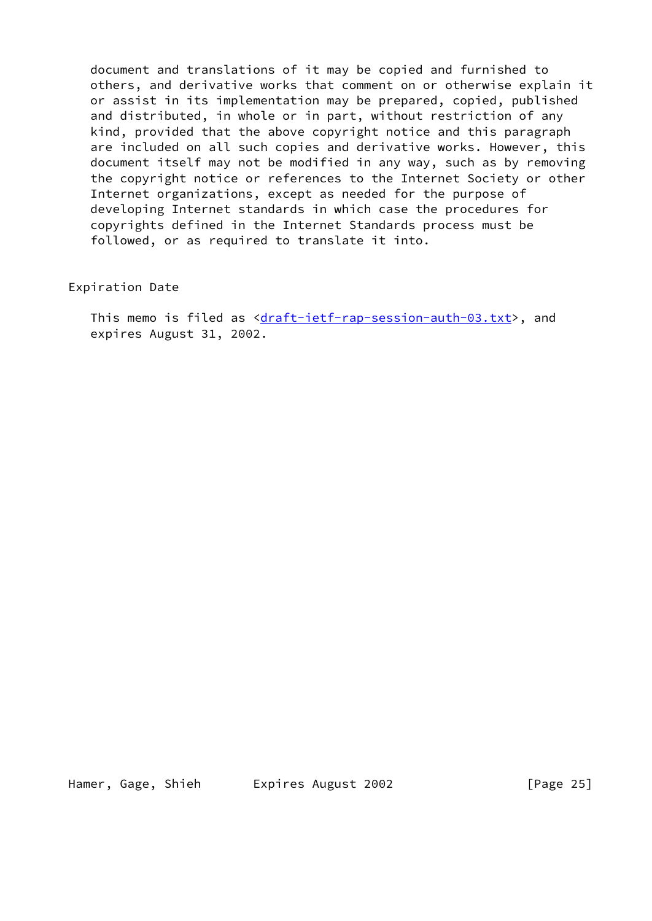document and translations of it may be copied and furnished to others, and derivative works that comment on or otherwise explain it or assist in its implementation may be prepared, copied, published and distributed, in whole or in part, without restriction of any kind, provided that the above copyright notice and this paragraph are included on all such copies and derivative works. However, this document itself may not be modified in any way, such as by removing the copyright notice or references to the Internet Society or other Internet organizations, except as needed for the purpose of developing Internet standards in which case the procedures for copyrights defined in the Internet Standards process must be followed, or as required to translate it into.

## Expiration Date

This memo is filed as <draft-ietf-rap-session-auth-03.txt>, and expires August 31, 2002.